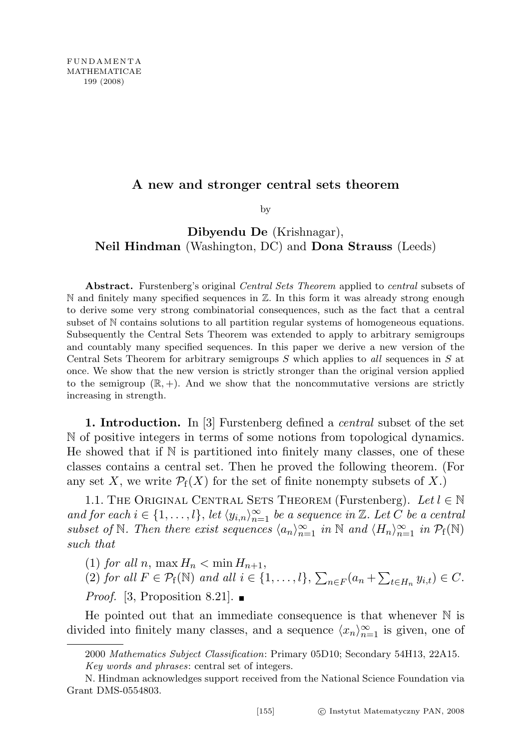# A new and stronger central sets theorem

by

**Dibyendu De** (Krishnagar),
**Neil Hindman** (Washington, DC) and **Dona Strauss** (Leeds)

**Abstract.** Furstenberg's original *Central Sets Theorem* applied to *central* subsets of $\mathbb{N}$ and finitely many specified sequences in $\mathbb{Z}$. In this form it was already strong enough to derive some very strong combinatorial consequences, such as the fact that a central subset of $\mathbb{N}$ contains solutions to all partition regular systems of homogeneous equations. Subsequently the Central Sets Theorem was extended to apply to arbitrary semigroups and countably many specified sequences. In this paper we derive a new version of the Central Sets Theorem for arbitrary semigroups $S$ which applies to *all* sequences in $S$ at once. We show that the new version is strictly stronger than the original version applied to the semigroup $(\mathbb{R}, +)$. And we show that the noncommutative versions are strictly increasing in strength.

**1. Introduction.** In [3] Furstenberg defined a *central* subset of the set $\mathbb{N}$ of positive integers in terms of some notions from topological dynamics. He showed that if $\mathbb{N}$ is partitioned into finitely many classes, one of these classes contains a central set. Then he proved the following theorem. (For any set $X$, we write $\mathcal{P}_f(X)$ for the set of finite nonempty subsets of $X$.)

1.1. The Original Central Sets Theorem (Furstenberg). *Let $l \in \mathbb{N}$ and for each $i \in \{1, \ldots, l\}$, let $\langle y_{i,n} \rangle_{n=1}^{\infty}$ be a sequence in $\mathbb{Z}$. Let $C$ be a central subset of $\mathbb{N}$. Then there exist sequences $\langle a_n \rangle_{n=1}^{\infty}$ in $\mathbb{N}$ and $\langle H_n \rangle_{n=1}^{\infty}$ in $\mathcal{P}_f(\mathbb{N})$ such that*

(1) *for all $n$, $\max H_n < \min H_{n+1}$,*
(2) *for all $F \in \mathcal{P}_f(\mathbb{N})$ and all $i \in \{1, \ldots, l\}$, $\sum_{n \in F}(a_n + \sum_{t \in H_n} y_{i,t}) \in C$.*

*Proof.* [3, Proposition 8.21]. ∎

He pointed out that an immediate consequence is that whenever $\mathbb{N}$ is divided into finitely many classes, and a sequence $\langle x_n \rangle_{n=1}^{\infty}$ is given, one of

---

2000 *Mathematics Subject Classification*: Primary 05D10; Secondary 54H13, 22A15.
*Key words and phrases*: central set of integers.

N. Hindman acknowledges support received from the National Science Foundation via Grant DMS-0554803.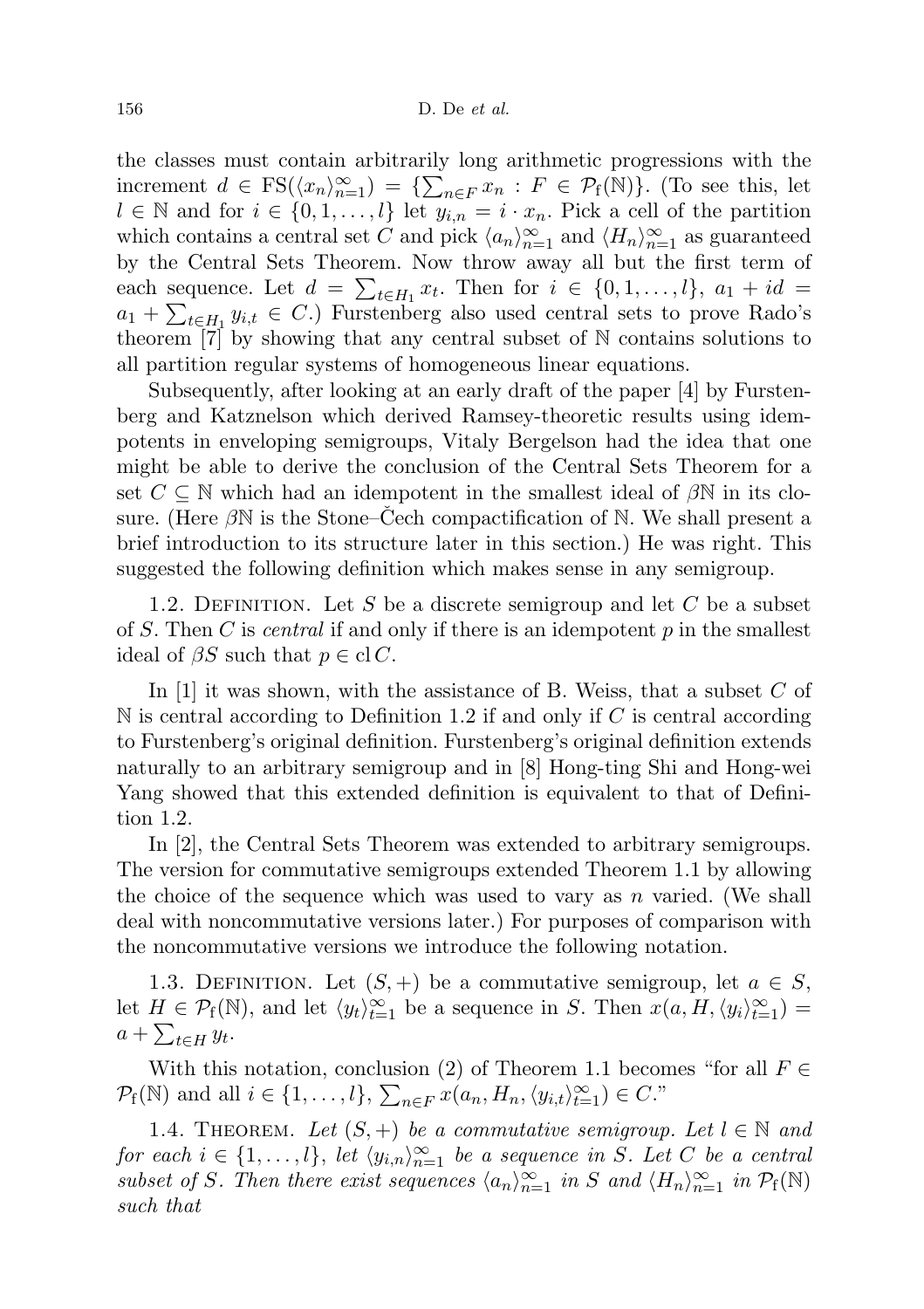the classes must contain arbitrarily long arithmetic progressions with the increment $d \in \mathrm{FS}(\langle x_n \rangle_{n=1}^{\infty}) = \{\sum_{n\in F} x_n : F \in \mathcal{P}_{\mathrm{f}}(\mathbb{N})\}$. (To see this, let $l \in \mathbb{N}$ and for $i \in \{0, 1, \ldots, l\}$ let $y_{i,n} = i \cdot x_n$. Pick a cell of the partition which contains a central set $C$ and pick $\langle a_n \rangle_{n=1}^{\infty}$ and $\langle H_n \rangle_{n=1}^{\infty}$ as guaranteed by the Central Sets Theorem. Now throw away all but the first term of each sequence. Let $d = \sum_{t\in H_1} x_t$. Then for $i \in \{0, 1, \ldots, l\}$, $a_1 + id = a_1 + \sum_{t\in H_1} y_{i,t} \in C$.) Furstenberg also used central sets to prove Rado's theorem [7] by showing that any central subset of $\mathbb{N}$ contains solutions to all partition regular systems of homogeneous linear equations.

Subsequently, after looking at an early draft of the paper [4] by Furstenberg and Katznelson which derived Ramsey-theoretic results using idempotents in enveloping semigroups, Vitaly Bergelson had the idea that one might be able to derive the conclusion of the Central Sets Theorem for a set $C \subseteq \mathbb{N}$ which had an idempotent in the smallest ideal of $\beta\mathbb{N}$ in its closure. (Here $\beta\mathbb{N}$ is the Stone–Čech compactification of $\mathbb{N}$. We shall present a brief introduction to its structure later in this section.) He was right. This suggested the following definition which makes sense in any semigroup.

1.2. Definition. Let $S$ be a discrete semigroup and let $C$ be a subset of $S$. Then $C$ is *central* if and only if there is an idempotent $p$ in the smallest ideal of $\beta S$ such that $p \in \mathrm{cl}\, C$.

In [1] it was shown, with the assistance of B. Weiss, that a subset $C$ of $\mathbb{N}$ is central according to Definition 1.2 if and only if $C$ is central according to Furstenberg's original definition. Furstenberg's original definition extends naturally to an arbitrary semigroup and in [8] Hong-ting Shi and Hong-wei Yang showed that this extended definition is equivalent to that of Definition 1.2.

In [2], the Central Sets Theorem was extended to arbitrary semigroups. The version for commutative semigroups extended Theorem 1.1 by allowing the choice of the sequence which was used to vary as $n$ varied. (We shall deal with noncommutative versions later.) For purposes of comparison with the noncommutative versions we introduce the following notation.

1.3. Definition. Let $(S, +)$ be a commutative semigroup, let $a \in S$, let $H \in \mathcal{P}_{\mathrm{f}}(\mathbb{N})$, and let $\langle y_t \rangle_{t=1}^{\infty}$ be a sequence in $S$. Then $x(a, H, \langle y_i \rangle_{t=1}^{\infty}) = a + \sum_{t\in H} y_t$.

With this notation, conclusion (2) of Theorem 1.1 becomes "for all $F \in \mathcal{P}_{\mathrm{f}}(\mathbb{N})$ and all $i \in \{1, \ldots, l\}$, $\sum_{n\in F} x(a_n, H_n, \langle y_{i,t} \rangle_{t=1}^{\infty}) \in C$."

1.4. Theorem. *Let $(S, +)$ be a commutative semigroup. Let $l \in \mathbb{N}$ and for each $i \in \{1, \ldots, l\}$, let $\langle y_{i,n} \rangle_{n=1}^{\infty}$ be a sequence in $S$. Let $C$ be a central subset of $S$. Then there exist sequences $\langle a_n \rangle_{n=1}^{\infty}$ in $S$ and $\langle H_n \rangle_{n=1}^{\infty}$ in $\mathcal{P}_{\mathrm{f}}(\mathbb{N})$ such that*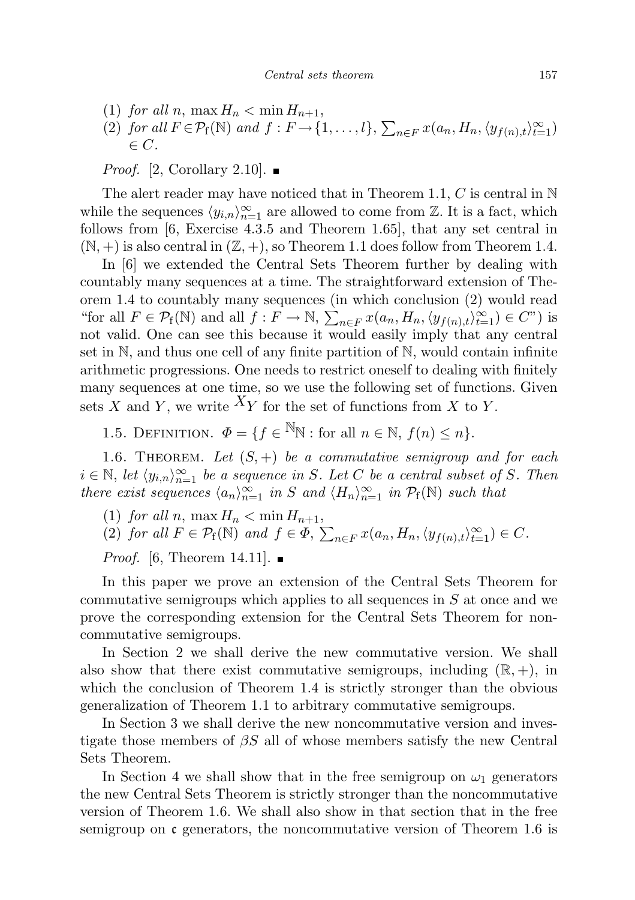(1) *for all* $n$, $\max H_n < \min H_{n+1}$,
(2) *for all* $F \in \mathcal{P}_{\mathrm{f}}(\mathbb{N})$ *and* $f : F \to \{1, \ldots, l\}$, $\sum_{n\in F} x(a_n, H_n, \langle y_{f(n),t}\rangle_{t=1}^{\infty}) \in C$.

*Proof.* [2, Corollary 2.10]. ■

The alert reader may have noticed that in Theorem 1.1, $C$ is central in $\mathbb{N}$ while the sequences $\langle y_{i,n}\rangle_{n=1}^{\infty}$ are allowed to come from $\mathbb{Z}$. It is a fact, which follows from [6, Exercise 4.3.5 and Theorem 1.65], that any set central in $(\mathbb{N}, +)$ is also central in $(\mathbb{Z}, +)$, so Theorem 1.1 does follow from Theorem 1.4.

In [6] we extended the Central Sets Theorem further by dealing with countably many sequences at a time. The straightforward extension of Theorem 1.4 to countably many sequences (in which conclusion (2) would read "for all $F \in \mathcal{P}_{\mathrm{f}}(\mathbb{N})$ and all $f : F \to \mathbb{N}$, $\sum_{n\in F} x(a_n, H_n, \langle y_{f(n),t}\rangle_{t=1}^{\infty}) \in C$") is not valid. One can see this because it would easily imply that any central set in $\mathbb{N}$, and thus one cell of any finite partition of $\mathbb{N}$, would contain infinite arithmetic progressions. One needs to restrict oneself to dealing with finitely many sequences at one time, so we use the following set of functions. Given sets $X$ and $Y$, we write ${}^{X}Y$ for the set of functions from $X$ to $Y$.

1.5. Definition. $\Phi = \{f \in {}^{\mathbb{N}}\mathbb{N} : \text{for all } n \in \mathbb{N},\ f(n) \leq n\}$.

1.6. Theorem. *Let* $(S, +)$ *be a commutative semigroup and for each* $i \in \mathbb{N}$, *let* $\langle y_{i,n}\rangle_{n=1}^{\infty}$ *be a sequence in* $S$. *Let* $C$ *be a central subset of* $S$. *Then there exist sequences* $\langle a_n\rangle_{n=1}^{\infty}$ *in* $S$ *and* $\langle H_n\rangle_{n=1}^{\infty}$ *in* $\mathcal{P}_{\mathrm{f}}(\mathbb{N})$ *such that*

(1) *for all* $n$, $\max H_n < \min H_{n+1}$,
(2) *for all* $F \in \mathcal{P}_{\mathrm{f}}(\mathbb{N})$ *and* $f \in \Phi$, $\sum_{n\in F} x(a_n, H_n, \langle y_{f(n),t}\rangle_{t=1}^{\infty}) \in C$.

*Proof.* [6, Theorem 14.11]. ■

In this paper we prove an extension of the Central Sets Theorem for commutative semigroups which applies to all sequences in $S$ at once and we prove the corresponding extension for the Central Sets Theorem for noncommutative semigroups.

In Section 2 we shall derive the new commutative version. We shall also show that there exist commutative semigroups, including $(\mathbb{R}, +)$, in which the conclusion of Theorem 1.4 is strictly stronger than the obvious generalization of Theorem 1.1 to arbitrary commutative semigroups.

In Section 3 we shall derive the new noncommutative version and investigate those members of $\beta S$ all of whose members satisfy the new Central Sets Theorem.

In Section 4 we shall show that in the free semigroup on $\omega_1$ generators the new Central Sets Theorem is strictly stronger than the noncommutative version of Theorem 1.6. We shall also show in that section that in the free semigroup on $\mathfrak{c}$ generators, the noncommutative version of Theorem 1.6 is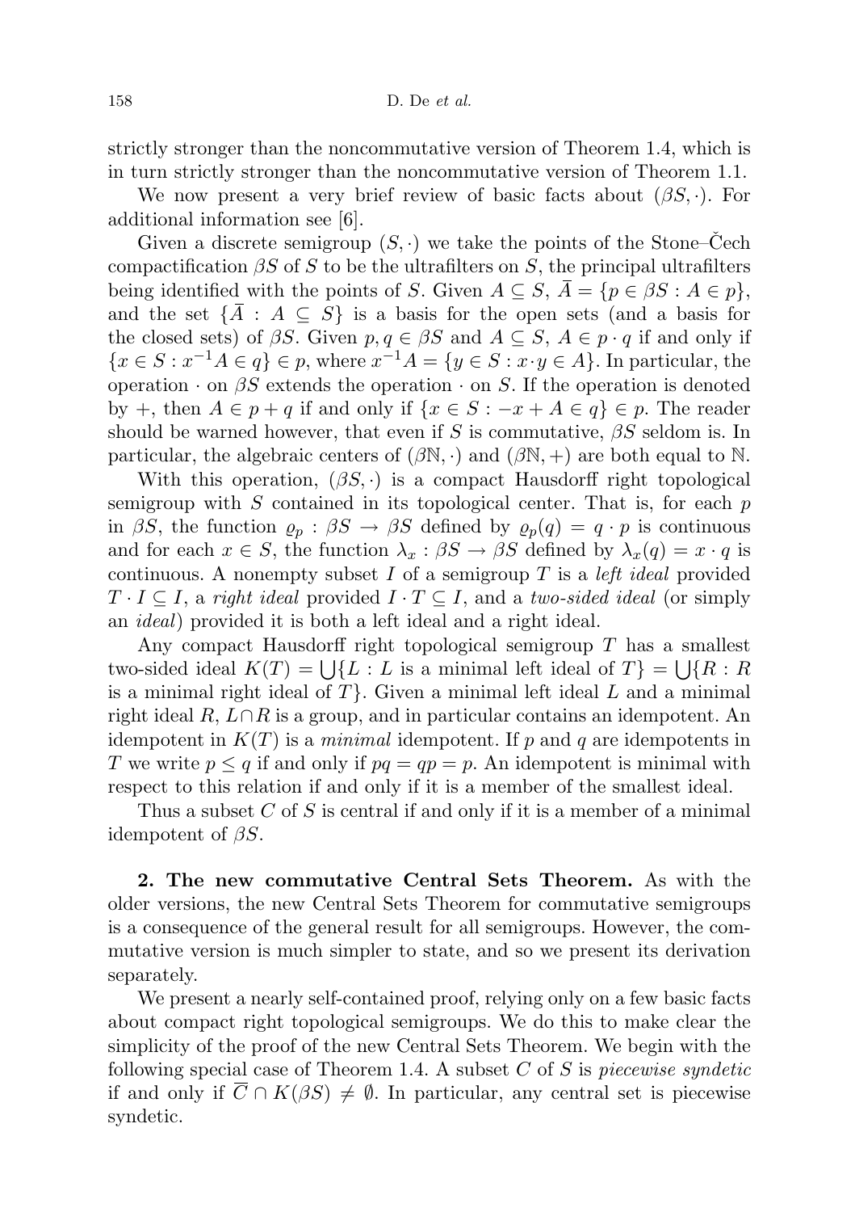strictly stronger than the noncommutative version of Theorem 1.4, which is in turn strictly stronger than the noncommutative version of Theorem 1.1.

We now present a very brief review of basic facts about $(\beta S, \cdot)$. For additional information see [6].

Given a discrete semigroup $(S, \cdot)$ we take the points of the Stone–Čech compactification $\beta S$ of $S$ to be the ultrafilters on $S$, the principal ultrafilters being identified with the points of $S$. Given $A \subseteq S$, $\overline{A} = \{p \in \beta S : A \in p\}$, and the set $\{\overline{A} : A \subseteq S\}$ is a basis for the open sets (and a basis for the closed sets) of $\beta S$. Given $p, q \in \beta S$ and $A \subseteq S$, $A \in p \cdot q$ if and only if $\{x \in S : x^{-1}A \in q\} \in p$, where $x^{-1}A = \{y \in S : x \cdot y \in A\}$. In particular, the operation $\cdot$ on $\beta S$ extends the operation $\cdot$ on $S$. If the operation is denoted by $+$, then $A \in p + q$ if and only if $\{x \in S : -x + A \in q\} \in p$. The reader should be warned however, that even if $S$ is commutative, $\beta S$ seldom is. In particular, the algebraic centers of $(\beta\mathbb{N}, \cdot)$ and $(\beta\mathbb{N}, +)$ are both equal to $\mathbb{N}$.

With this operation, $(\beta S, \cdot)$ is a compact Hausdorff right topological semigroup with $S$ contained in its topological center. That is, for each $p$ in $\beta S$, the function $\varrho_p : \beta S \to \beta S$ defined by $\varrho_p(q) = q \cdot p$ is continuous and for each $x \in S$, the function $\lambda_x : \beta S \to \beta S$ defined by $\lambda_x(q) = x \cdot q$ is continuous. A nonempty subset $I$ of a semigroup $T$ is a *left ideal* provided $T \cdot I \subseteq I$, a *right ideal* provided $I \cdot T \subseteq I$, and a *two-sided ideal* (or simply an *ideal*) provided it is both a left ideal and a right ideal.

Any compact Hausdorff right topological semigroup $T$ has a smallest two-sided ideal $K(T) = \bigcup\{L : L \text{ is a minimal left ideal of } T\} = \bigcup\{R : R \text{ is a minimal right ideal of } T\}$. Given a minimal left ideal $L$ and a minimal right ideal $R$, $L \cap R$ is a group, and in particular contains an idempotent. An idempotent in $K(T)$ is a *minimal* idempotent. If $p$ and $q$ are idempotents in $T$ we write $p \leq q$ if and only if $pq = qp = p$. An idempotent is minimal with respect to this relation if and only if it is a member of the smallest ideal.

Thus a subset $C$ of $S$ is central if and only if it is a member of a minimal idempotent of $\beta S$.

**2. The new commutative Central Sets Theorem.** As with the older versions, the new Central Sets Theorem for commutative semigroups is a consequence of the general result for all semigroups. However, the commutative version is much simpler to state, and so we present its derivation separately.

We present a nearly self-contained proof, relying only on a few basic facts about compact right topological semigroups. We do this to make clear the simplicity of the proof of the new Central Sets Theorem. We begin with the following special case of Theorem 1.4. A subset $C$ of $S$ is *piecewise syndetic* if and only if $\overline{C} \cap K(\beta S) \neq \emptyset$. In particular, any central set is piecewise syndetic.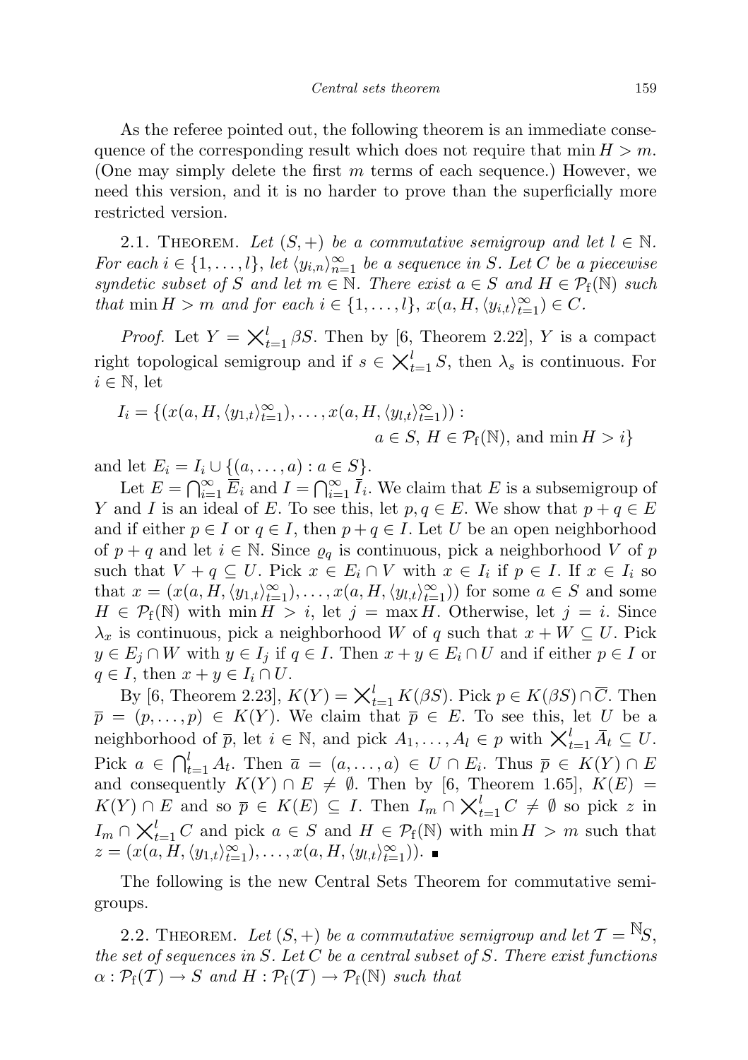As the referee pointed out, the following theorem is an immediate consequence of the corresponding result which does not require that $\min H > m$. (One may simply delete the first $m$ terms of each sequence.) However, we need this version, and it is no harder to prove than the superficially more restricted version.

2.1. Theorem. *Let $(S, +)$ be a commutative semigroup and let $l \in \mathbb{N}$. For each $i \in \{1, \ldots, l\}$, let $\langle y_{i,n} \rangle_{n=1}^{\infty}$ be a sequence in $S$. Let $C$ be a piecewise syndetic subset of $S$ and let $m \in \mathbb{N}$. There exist $a \in S$ and $H \in \mathcal{P}_{\mathrm{f}}(\mathbb{N})$ such that $\min H > m$ and for each $i \in \{1, \ldots, l\}$, $x(a, H, \langle y_{i,t} \rangle_{t=1}^{\infty}) \in C$.*

*Proof.* Let $Y = \times_{t=1}^{l} \beta S$. Then by [6, Theorem 2.22], $Y$ is a compact right topological semigroup and if $s \in \times_{t=1}^{l} S$, then $\lambda_s$ is continuous. For $i \in \mathbb{N}$, let

$$I_i = \{(x(a, H, \langle y_{1,t} \rangle_{t=1}^{\infty}), \ldots, x(a, H, \langle y_{l,t} \rangle_{t=1}^{\infty})) : a \in S,\ H \in \mathcal{P}_{\mathrm{f}}(\mathbb{N}), \text{ and } \min H > i\}$$

and let $E_i = I_i \cup \{(a, \ldots, a) : a \in S\}$.

Let $E = \bigcap_{i=1}^{\infty} \overline{E}_i$ and $I = \bigcap_{i=1}^{\infty} \overline{I}_i$. We claim that $E$ is a subsemigroup of $Y$ and $I$ is an ideal of $E$. To see this, let $p, q \in E$. We show that $p + q \in E$ and if either $p \in I$ or $q \in I$, then $p + q \in I$. Let $U$ be an open neighborhood of $p + q$ and let $i \in \mathbb{N}$. Since $\varrho_q$ is continuous, pick a neighborhood $V$ of $p$ such that $V + q \subseteq U$. Pick $x \in E_i \cap V$ with $x \in I_i$ if $p \in I$. If $x \in I_i$ so that $x = (x(a, H, \langle y_{1,t} \rangle_{t=1}^{\infty}), \ldots, x(a, H, \langle y_{l,t} \rangle_{t=1}^{\infty}))$ for some $a \in S$ and some $H \in \mathcal{P}_{\mathrm{f}}(\mathbb{N})$ with $\min H > i$, let $j = \max H$. Otherwise, let $j = i$. Since $\lambda_x$ is continuous, pick a neighborhood $W$ of $q$ such that $x + W \subseteq U$. Pick $y \in E_j \cap W$ with $y \in I_j$ if $q \in I$. Then $x + y \in E_i \cap U$ and if either $p \in I$ or $q \in I$, then $x + y \in I_i \cap U$.

By [6, Theorem 2.23], $K(Y) = \times_{t=1}^{l} K(\beta S)$. Pick $p \in K(\beta S) \cap \overline{C}$. Then $\overline{p} = (p, \ldots, p) \in K(Y)$. We claim that $\overline{p} \in E$. To see this, let $U$ be a neighborhood of $\overline{p}$, let $i \in \mathbb{N}$, and pick $A_1, \ldots, A_l \in p$ with $\times_{t=1}^{l} \overline{A}_t \subseteq U$. Pick $a \in \bigcap_{t=1}^{l} A_t$. Then $\overline{a} = (a, \ldots, a) \in U \cap E_i$. Thus $\overline{p} \in K(Y) \cap E$ and consequently $K(Y) \cap E \neq \emptyset$. Then by [6, Theorem 1.65], $K(E) = K(Y) \cap E$ and so $\overline{p} \in K(E) \subseteq I$. Then $I_m \cap \times_{t=1}^{l} C \neq \emptyset$ so pick $z$ in $I_m \cap \times_{t=1}^{l} C$ and pick $a \in S$ and $H \in \mathcal{P}_{\mathrm{f}}(\mathbb{N})$ with $\min H > m$ such that $z = (x(a, H, \langle y_{1,t} \rangle_{t=1}^{\infty}), \ldots, x(a, H, \langle y_{l,t} \rangle_{t=1}^{\infty}))$. ∎

The following is the new Central Sets Theorem for commutative semigroups.

2.2. Theorem. *Let $(S, +)$ be a commutative semigroup and let $\mathcal{T} = {}^{\mathbb{N}}S$, the set of sequences in $S$. Let $C$ be a central subset of $S$. There exist functions $\alpha : \mathcal{P}_{\mathrm{f}}(\mathcal{T}) \to S$ and $H : \mathcal{P}_{\mathrm{f}}(\mathcal{T}) \to \mathcal{P}_{\mathrm{f}}(\mathbb{N})$ such that*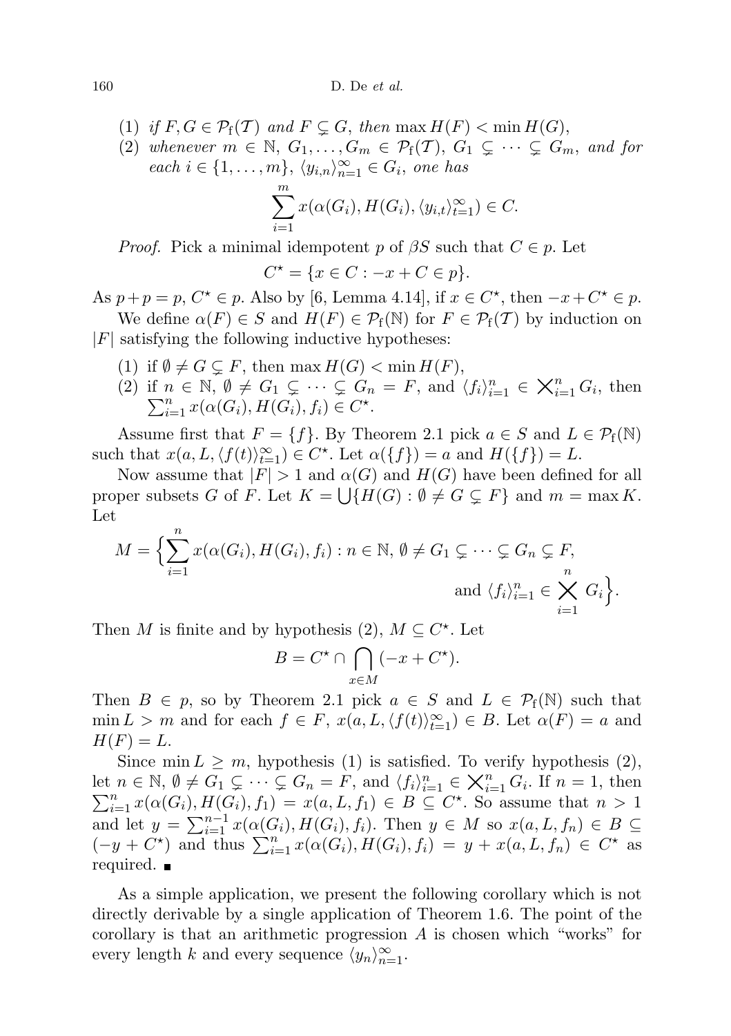(1) *if* $F, G \in \mathcal{P}_f(\mathcal{T})$ *and* $F \subsetneq G$, *then* $\max H(F) < \min H(G)$,

(2) *whenever* $m \in \mathbb{N}$, $G_1, \ldots, G_m \in \mathcal{P}_f(\mathcal{T})$, $G_1 \subsetneq \cdots \subsetneq G_m$, *and for each* $i \in \{1, \ldots, m\}$, $\langle y_{i,n} \rangle_{n=1}^\infty \in G_i$, *one has*

$$\sum_{i=1}^{m} x(\alpha(G_i), H(G_i), \langle y_{i,t} \rangle_{t=1}^\infty) \in C.$$

*Proof.* Pick a minimal idempotent $p$ of $\beta S$ such that $C \in p$. Let

$$C^\star = \{x \in C : -x + C \in p\}.$$

As $p + p = p$, $C^\star \in p$. Also by [6, Lemma 4.14], if $x \in C^\star$, then $-x + C^\star \in p$.

We define $\alpha(F) \in S$ and $H(F) \in \mathcal{P}_f(\mathbb{N})$ for $F \in \mathcal{P}_f(\mathcal{T})$ by induction on $|F|$ satisfying the following inductive hypotheses:

(1) if $\emptyset \neq G \subsetneq F$, then $\max H(G) < \min H(F)$,

(2) if $n \in \mathbb{N}$, $\emptyset \neq G_1 \subsetneq \cdots \subsetneq G_n = F$, and $\langle f_i \rangle_{i=1}^n \in \bigtimes_{i=1}^n G_i$, then $\sum_{i=1}^n x(\alpha(G_i), H(G_i), f_i) \in C^\star$.

Assume first that $F = \{f\}$. By Theorem 2.1 pick $a \in S$ and $L \in \mathcal{P}_f(\mathbb{N})$ such that $x(a, L, \langle f(t) \rangle_{t=1}^\infty) \in C^\star$. Let $\alpha(\{f\}) = a$ and $H(\{f\}) = L$.

Now assume that $|F| > 1$ and $\alpha(G)$ and $H(G)$ have been defined for all proper subsets $G$ of $F$. Let $K = \bigcup\{H(G) : \emptyset \neq G \subsetneq F\}$ and $m = \max K$. Let

$$M = \Big\{ \sum_{i=1}^{n} x(\alpha(G_i), H(G_i), f_i) : n \in \mathbb{N}, \emptyset \neq G_1 \subsetneq \cdots \subsetneq G_n \subsetneq F, \text{ and } \langle f_i \rangle_{i=1}^n \in \bigtimes_{i=1}^{n} G_i \Big\}.$$

Then $M$ is finite and by hypothesis (2), $M \subseteq C^\star$. Let

$$B = C^\star \cap \bigcap_{x \in M} (-x + C^\star).$$

Then $B \in p$, so by Theorem 2.1 pick $a \in S$ and $L \in \mathcal{P}_f(\mathbb{N})$ such that $\min L > m$ and for each $f \in F$, $x(a, L, \langle f(t) \rangle_{t=1}^\infty) \in B$. Let $\alpha(F) = a$ and $H(F) = L$.

Since $\min L \geq m$, hypothesis (1) is satisfied. To verify hypothesis (2), let $n \in \mathbb{N}$, $\emptyset \neq G_1 \subsetneq \cdots \subsetneq G_n = F$, and $\langle f_i \rangle_{i=1}^n \in \bigtimes_{i=1}^n G_i$. If $n = 1$, then $\sum_{i=1}^n x(\alpha(G_i), H(G_i), f_1) = x(a, L, f_1) \in B \subseteq C^\star$. So assume that $n > 1$ and let $y = \sum_{i=1}^{n-1} x(\alpha(G_i), H(G_i), f_i)$. Then $y \in M$ so $x(a, L, f_n) \in B \subseteq (-y + C^\star)$ and thus $\sum_{i=1}^n x(\alpha(G_i), H(G_i), f_i) = y + x(a, L, f_n) \in C^\star$ as required. ∎

As a simple application, we present the following corollary which is not directly derivable by a single application of Theorem 1.6. The point of the corollary is that an arithmetic progression $A$ is chosen which "works" for every length $k$ and every sequence $\langle y_n \rangle_{n=1}^\infty$.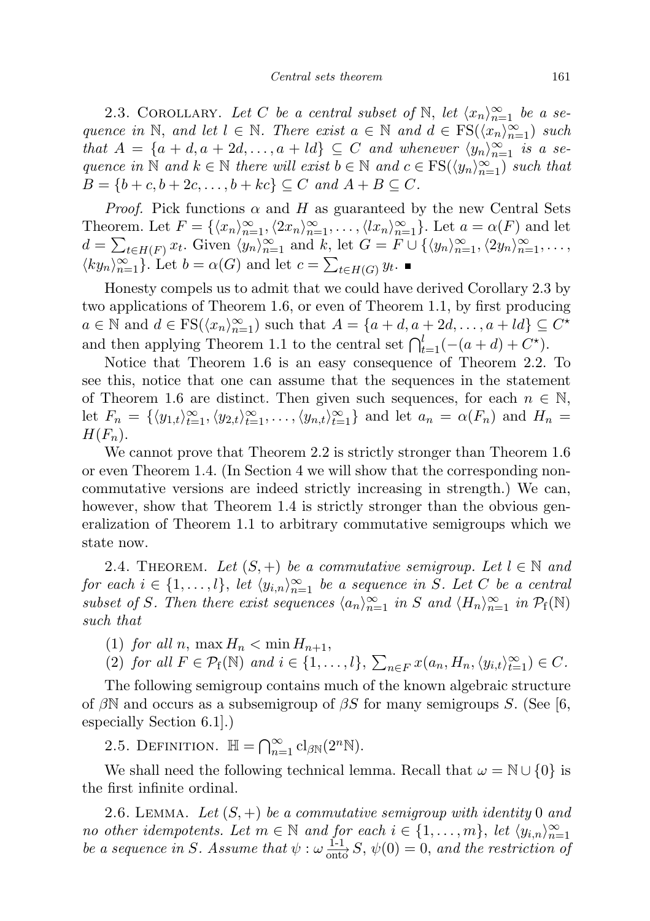2.3. Corollary. *Let $C$ be a central subset of $\mathbb{N}$, let $\langle x_n\rangle_{n=1}^\infty$ be a sequence in $\mathbb{N}$, and let $l \in \mathbb{N}$. There exist $a \in \mathbb{N}$ and $d \in \mathrm{FS}(\langle x_n\rangle_{n=1}^\infty)$ such that $A = \{a+d, a+2d, \ldots, a+ld\} \subseteq C$ and whenever $\langle y_n\rangle_{n=1}^\infty$ is a sequence in $\mathbb{N}$ and $k \in \mathbb{N}$ there will exist $b \in \mathbb{N}$ and $c \in \mathrm{FS}(\langle y_n\rangle_{n=1}^\infty)$ such that $B = \{b+c, b+2c, \ldots, b+kc\} \subseteq C$ and $A + B \subseteq C$.*

*Proof.* Pick functions $\alpha$ and $H$ as guaranteed by the new Central Sets Theorem. Let $F = \{\langle x_n\rangle_{n=1}^\infty, \langle 2x_n\rangle_{n=1}^\infty, \ldots, \langle lx_n\rangle_{n=1}^\infty\}$. Let $a = \alpha(F)$ and let $d = \sum_{t\in H(F)} x_t$. Given $\langle y_n\rangle_{n=1}^\infty$ and $k$, let $G = F \cup \{\langle y_n\rangle_{n=1}^\infty, \langle 2y_n\rangle_{n=1}^\infty, \ldots, \langle ky_n\rangle_{n=1}^\infty\}$. Let $b = \alpha(G)$ and let $c = \sum_{t\in H(G)} y_t$. ∎

Honesty compels us to admit that we could have derived Corollary 2.3 by two applications of Theorem 1.6, or even of Theorem 1.1, by first producing $a \in \mathbb{N}$ and $d \in \mathrm{FS}(\langle x_n\rangle_{n=1}^\infty)$ such that $A = \{a+d, a+2d, \ldots, a+ld\} \subseteq C^\star$ and then applying Theorem 1.1 to the central set $\bigcap_{t=1}^l (-(a+d) + C^\star)$.

Notice that Theorem 1.6 is an easy consequence of Theorem 2.2. To see this, notice that one can assume that the sequences in the statement of Theorem 1.6 are distinct. Then given such sequences, for each $n \in \mathbb{N}$, let $F_n = \{\langle y_{1,t}\rangle_{t=1}^\infty, \langle y_{2,t}\rangle_{t=1}^\infty, \ldots, \langle y_{n,t}\rangle_{t=1}^\infty\}$ and let $a_n = \alpha(F_n)$ and $H_n = H(F_n)$.

We cannot prove that Theorem 2.2 is strictly stronger than Theorem 1.6 or even Theorem 1.4. (In Section 4 we will show that the corresponding noncommutative versions are indeed strictly increasing in strength.) We can, however, show that Theorem 1.4 is strictly stronger than the obvious generalization of Theorem 1.1 to arbitrary commutative semigroups which we state now.

2.4. Theorem. *Let $(S, +)$ be a commutative semigroup. Let $l \in \mathbb{N}$ and for each $i \in \{1, \ldots, l\}$, let $\langle y_{i,n}\rangle_{n=1}^\infty$ be a sequence in $S$. Let $C$ be a central subset of $S$. Then there exist sequences $\langle a_n\rangle_{n=1}^\infty$ in $S$ and $\langle H_n\rangle_{n=1}^\infty$ in $\mathcal{P}_\mathrm{f}(\mathbb{N})$ such that*

1. *for all $n$, $\max H_n < \min H_{n+1}$,*
2. *for all $F \in \mathcal{P}_\mathrm{f}(\mathbb{N})$ and $i \in \{1, \ldots, l\}$, $\sum_{n\in F} x(a_n, H_n, \langle y_{i,t}\rangle_{t=1}^\infty) \in C$.*

The following semigroup contains much of the known algebraic structure of $\beta\mathbb{N}$ and occurs as a subsemigroup of $\beta S$ for many semigroups $S$. (See [6, especially Section 6.1].)

2.5. Definition. $\mathbb{H} = \bigcap_{n=1}^\infty \mathrm{cl}_{\beta\mathbb{N}}(2^n\mathbb{N})$.

We shall need the following technical lemma. Recall that $\omega = \mathbb{N} \cup \{0\}$ is the first infinite ordinal.

2.6. Lemma. *Let $(S, +)$ be a commutative semigroup with identity $0$ and no other idempotents. Let $m \in \mathbb{N}$ and for each $i \in \{1, \ldots, m\}$, let $\langle y_{i,n}\rangle_{n=1}^\infty$ be a sequence in $S$. Assume that $\psi : \omega \xrightarrow[\text{onto}]{\text{1-1}} S$, $\psi(0) = 0$, and the restriction of*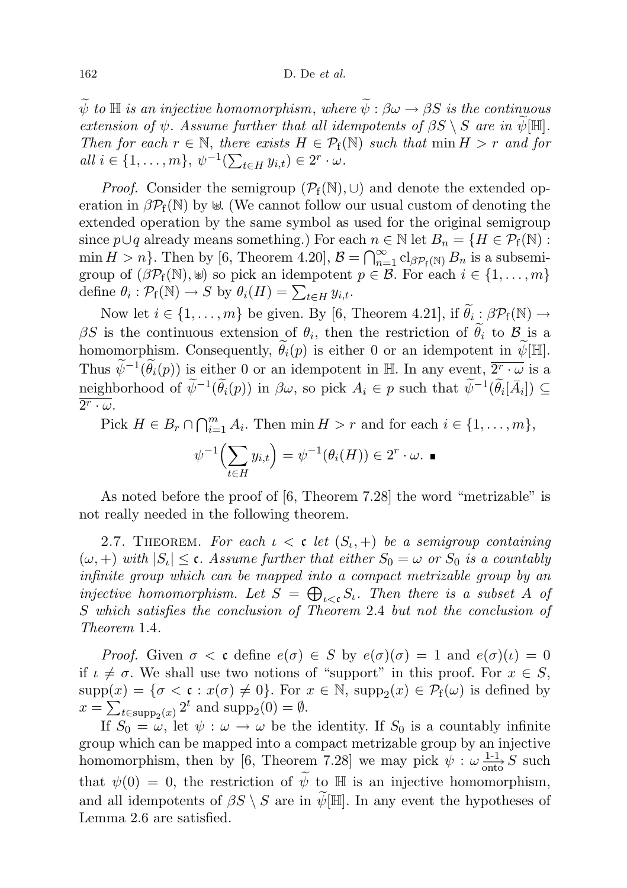$\widetilde{\psi}$ *to* $\mathbb{H}$ *is an injective homomorphism, where* $\widetilde{\psi}:\beta\omega\to\beta S$ *is the continuous extension of* $\psi$. *Assume further that all idempotents of* $\beta S\setminus S$ *are in* $\widetilde{\psi}[\mathbb{H}]$. *Then for each* $r\in\mathbb{N}$, *there exists* $H\in\mathcal{P}_{\mathrm{f}}(\mathbb{N})$ *such that* $\min H>r$ *and for all* $i\in\{1,\dots,m\}$, $\psi^{-1}(\sum_{t\in H}y_{i,t})\in 2^r\cdot\omega$.

*Proof.* Consider the semigroup $(\mathcal{P}_{\mathrm{f}}(\mathbb{N}),\cup)$ and denote the extended operation in $\beta\mathcal{P}_{\mathrm{f}}(\mathbb{N})$ by $\uplus$. (We cannot follow our usual custom of denoting the extended operation by the same symbol as used for the original semigroup since $p\cup q$ already means something.) For each $n\in\mathbb{N}$ let $B_n=\{H\in\mathcal{P}_{\mathrm{f}}(\mathbb{N}): \min H>n\}$. Then by [6, Theorem 4.20], $\mathcal{B}=\bigcap_{n=1}^{\infty}\mathrm{cl}_{\beta\mathcal{P}_{\mathrm{f}}(\mathbb{N})}B_n$ is a subsemigroup of $(\beta\mathcal{P}_{\mathrm{f}}(\mathbb{N}),\uplus)$ so pick an idempotent $p\in\mathcal{B}$. For each $i\in\{1,\dots,m\}$ define $\theta_i:\mathcal{P}_{\mathrm{f}}(\mathbb{N})\to S$ by $\theta_i(H)=\sum_{t\in H}y_{i,t}$.

Now let $i\in\{1,\dots,m\}$ be given. By [6, Theorem 4.21], if $\widetilde{\theta}_i:\beta\mathcal{P}_{\mathrm{f}}(\mathbb{N})\to\beta S$ is the continuous extension of $\theta_i$, then the restriction of $\widetilde{\theta}_i$ to $\mathcal{B}$ is a homomorphism. Consequently, $\widetilde{\theta}_i(p)$ is either 0 or an idempotent in $\widetilde{\psi}[\mathbb{H}]$. Thus $\widetilde{\psi}^{-1}(\widetilde{\theta}_i(p))$ is either 0 or an idempotent in $\mathbb{H}$. In any event, $\overline{2^r\cdot\omega}$ is a neighborhood of $\widetilde{\psi}^{-1}(\widetilde{\theta}_i(p))$ in $\beta\omega$, so pick $A_i\in p$ such that $\widetilde{\psi}^{-1}(\widetilde{\theta}_i[\bar{A}_i])\subseteq\overline{2^r\cdot\omega}$.

Pick $H\in B_r\cap\bigcap_{i=1}^m A_i$. Then $\min H>r$ and for each $i\in\{1,\dots,m\}$,

$$\psi^{-1}\Big(\sum_{t\in H}y_{i,t}\Big)=\psi^{-1}(\theta_i(H))\in 2^r\cdot\omega. \ \blacksquare$$

As noted before the proof of [6, Theorem 7.28] the word "metrizable" is not really needed in the following theorem.

2.7. Theorem. *For each* $\iota<\mathfrak{c}$ *let* $(S_\iota,+)$ *be a semigroup containing* $(\omega,+)$ *with* $|S_\iota|\le\mathfrak{c}$. *Assume further that either* $S_0=\omega$ *or* $S_0$ *is a countably infinite group which can be mapped into a compact metrizable group by an injective homomorphism. Let* $S=\bigoplus_{\iota<\mathfrak{c}}S_\iota$. *Then there is a subset* $A$ *of* $S$ *which satisfies the conclusion of Theorem* 2.4 *but not the conclusion of Theorem* 1.4.

*Proof.* Given $\sigma<\mathfrak{c}$ define $e(\sigma)\in S$ by $e(\sigma)(\sigma)=1$ and $e(\sigma)(\iota)=0$ if $\iota\neq\sigma$. We shall use two notions of "support" in this proof. For $x\in S$, $\mathrm{supp}(x)=\{\sigma<\mathfrak{c}: x(\sigma)\neq 0\}$. For $x\in\mathbb{N}$, $\mathrm{supp}_2(x)\in\mathcal{P}_{\mathrm{f}}(\omega)$ is defined by $x=\sum_{t\in\mathrm{supp}_2(x)}2^t$ and $\mathrm{supp}_2(0)=\emptyset$.

If $S_0=\omega$, let $\psi:\omega\to\omega$ be the identity. If $S_0$ is a countably infinite group which can be mapped into a compact metrizable group by an injective homomorphism, then by [6, Theorem 7.28] we may pick $\psi:\omega\xrightarrow[\text{onto}]{\text{1-1}}S$ such that $\psi(0)=0$, the restriction of $\widetilde{\psi}$ to $\mathbb{H}$ is an injective homomorphism, and all idempotents of $\beta S\setminus S$ are in $\widetilde{\psi}[\mathbb{H}]$. In any event the hypotheses of Lemma 2.6 are satisfied.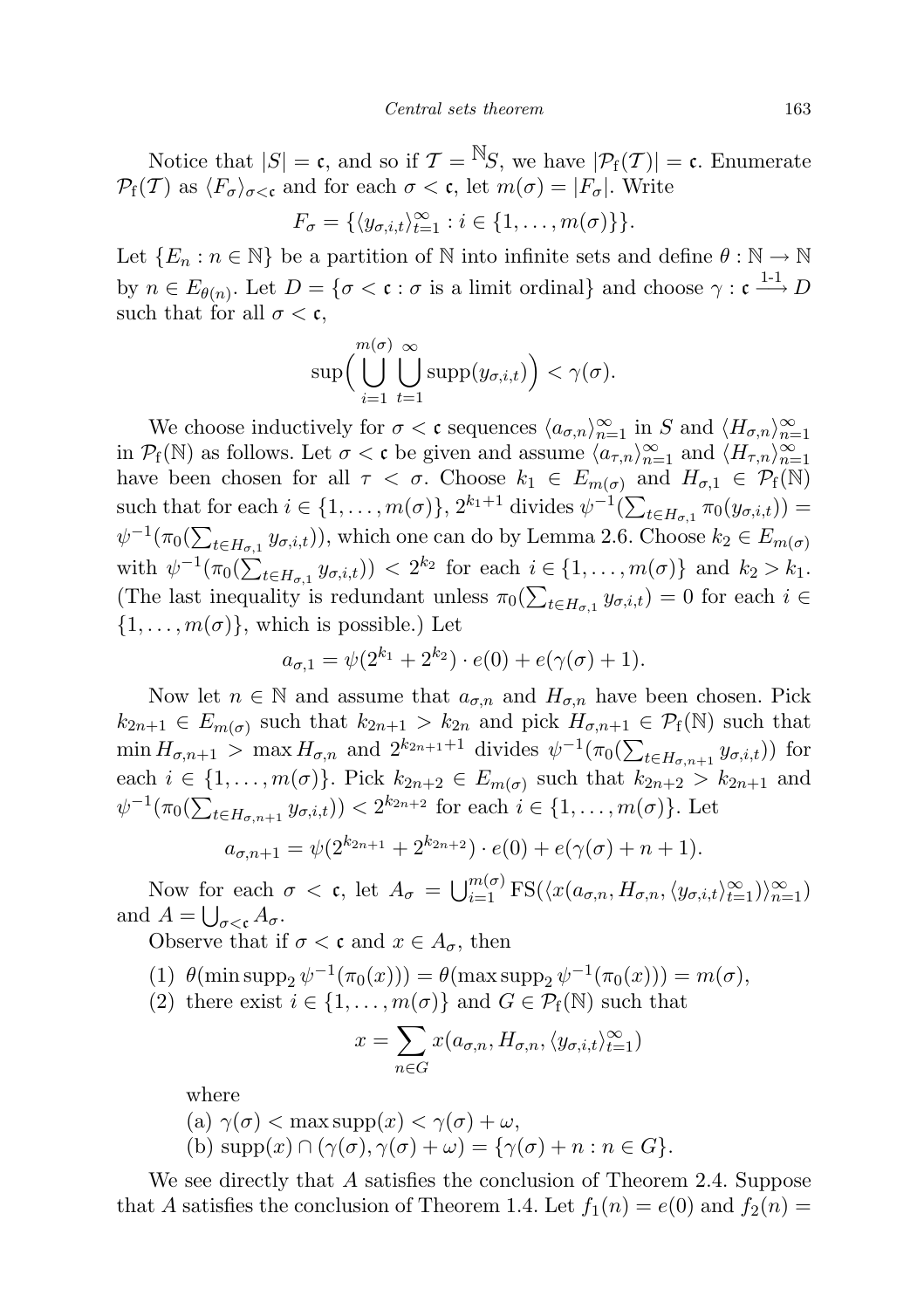Notice that $|S| = \mathfrak{c}$, and so if $\mathcal{T} = {}^{\mathbb{N}}S$, we have $|\mathcal{P}_{\mathrm{f}}(\mathcal{T})| = \mathfrak{c}$. Enumerate $\mathcal{P}_{\mathrm{f}}(\mathcal{T})$ as $\langle F_\sigma \rangle_{\sigma<\mathfrak{c}}$ and for each $\sigma < \mathfrak{c}$, let $m(\sigma) = |F_\sigma|$. Write

$$F_\sigma = \{\langle y_{\sigma,i,t}\rangle_{t=1}^\infty : i \in \{1,\dots,m(\sigma)\}\}.$$

Let $\{E_n : n \in \mathbb{N}\}$ be a partition of $\mathbb{N}$ into infinite sets and define $\theta : \mathbb{N} \to \mathbb{N}$ by $n \in E_{\theta(n)}$. Let $D = \{\sigma < \mathfrak{c} : \sigma \text{ is a limit ordinal}\}$ and choose $\gamma : \mathfrak{c} \xrightarrow{\text{1-1}} D$ such that for all $\sigma < \mathfrak{c}$,

$$\sup\Big(\bigcup_{i=1}^{m(\sigma)} \bigcup_{t=1}^{\infty} \operatorname{supp}(y_{\sigma,i,t})\Big) < \gamma(\sigma).$$

We choose inductively for $\sigma < \mathfrak{c}$ sequences $\langle a_{\sigma,n}\rangle_{n=1}^\infty$ in $S$ and $\langle H_{\sigma,n}\rangle_{n=1}^\infty$ in $\mathcal{P}_{\mathrm{f}}(\mathbb{N})$ as follows. Let $\sigma < \mathfrak{c}$ be given and assume $\langle a_{\tau,n}\rangle_{n=1}^\infty$ and $\langle H_{\tau,n}\rangle_{n=1}^\infty$ have been chosen for all $\tau < \sigma$. Choose $k_1 \in E_{m(\sigma)}$ and $H_{\sigma,1} \in \mathcal{P}_{\mathrm{f}}(\mathbb{N})$ such that for each $i \in \{1,\dots,m(\sigma)\}$, $2^{k_1+1}$ divides $\psi^{-1}(\sum_{t\in H_{\sigma,1}} \pi_0(y_{\sigma,i,t})) = \psi^{-1}(\pi_0(\sum_{t\in H_{\sigma,1}} y_{\sigma,i,t}))$, which one can do by Lemma 2.6. Choose $k_2 \in E_{m(\sigma)}$ with $\psi^{-1}(\pi_0(\sum_{t\in H_{\sigma,1}} y_{\sigma,i,t})) < 2^{k_2}$ for each $i \in \{1,\dots,m(\sigma)\}$ and $k_2 > k_1$. (The last inequality is redundant unless $\pi_0(\sum_{t\in H_{\sigma,1}} y_{\sigma,i,t}) = 0$ for each $i \in \{1,\dots,m(\sigma)\}$, which is possible.) Let

$$a_{\sigma,1} = \psi(2^{k_1} + 2^{k_2}) \cdot e(0) + e(\gamma(\sigma)+1).$$

Now let $n \in \mathbb{N}$ and assume that $a_{\sigma,n}$ and $H_{\sigma,n}$ have been chosen. Pick $k_{2n+1} \in E_{m(\sigma)}$ such that $k_{2n+1} > k_{2n}$ and pick $H_{\sigma,n+1} \in \mathcal{P}_{\mathrm{f}}(\mathbb{N})$ such that $\min H_{\sigma,n+1} > \max H_{\sigma,n}$ and $2^{k_{2n+1}+1}$ divides $\psi^{-1}(\pi_0(\sum_{t\in H_{\sigma,n+1}} y_{\sigma,i,t}))$ for each $i \in \{1,\dots,m(\sigma)\}$. Pick $k_{2n+2} \in E_{m(\sigma)}$ such that $k_{2n+2} > k_{2n+1}$ and $\psi^{-1}(\pi_0(\sum_{t\in H_{\sigma,n+1}} y_{\sigma,i,t})) < 2^{k_{2n+2}}$ for each $i \in \{1,\dots,m(\sigma)\}$. Let

$$a_{\sigma,n+1} = \psi(2^{k_{2n+1}} + 2^{k_{2n+2}}) \cdot e(0) + e(\gamma(\sigma)+n+1).$$

Now for each $\sigma < \mathfrak{c}$, let $A_\sigma = \bigcup_{i=1}^{m(\sigma)} \mathrm{FS}(\langle x(a_{\sigma,n}, H_{\sigma,n}, \langle y_{\sigma,i,t}\rangle_{t=1}^\infty)\rangle_{n=1}^\infty)$ and $A = \bigcup_{\sigma<\mathfrak{c}} A_\sigma$.

Observe that if $\sigma < \mathfrak{c}$ and $x \in A_\sigma$, then

(1) $\theta(\min \operatorname{supp}_2 \psi^{-1}(\pi_0(x))) = \theta(\max \operatorname{supp}_2 \psi^{-1}(\pi_0(x))) = m(\sigma)$,

(2) there exist $i \in \{1,\dots,m(\sigma)\}$ and $G \in \mathcal{P}_{\mathrm{f}}(\mathbb{N})$ such that

$$x = \sum_{n\in G} x(a_{\sigma,n}, H_{\sigma,n}, \langle y_{\sigma,i,t}\rangle_{t=1}^\infty)$$

where

(a) $\gamma(\sigma) < \max \operatorname{supp}(x) < \gamma(\sigma) + \omega$,

(b) $\operatorname{supp}(x) \cap (\gamma(\sigma), \gamma(\sigma)+\omega) = \{\gamma(\sigma)+n : n \in G\}$.

We see directly that $A$ satisfies the conclusion of Theorem 2.4. Suppose that $A$ satisfies the conclusion of Theorem 1.4. Let $f_1(n) = e(0)$ and $f_2(n) =$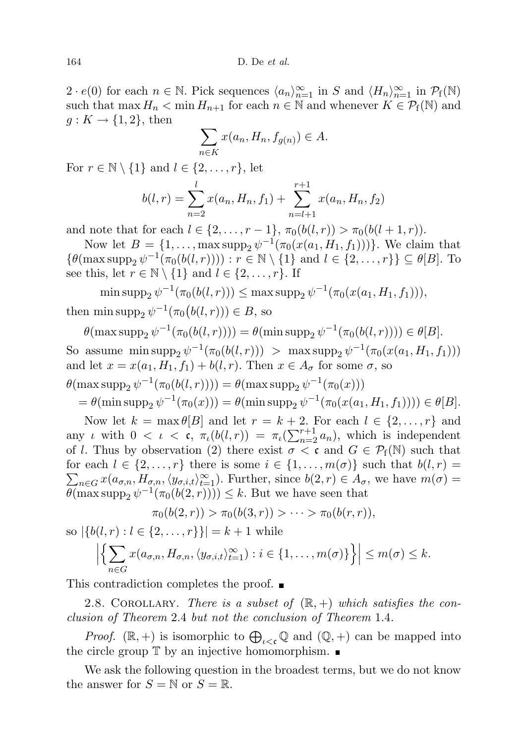$2 \cdot e(0)$ for each $n \in \mathbb{N}$. Pick sequences $\langle a_n \rangle_{n=1}^\infty$ in $S$ and $\langle H_n \rangle_{n=1}^\infty$ in $\mathcal{P}_f(\mathbb{N})$ such that $\max H_n < \min H_{n+1}$ for each $n \in \mathbb{N}$ and whenever $K \in \mathcal{P}_f(\mathbb{N})$ and $g : K \to \{1, 2\}$, then

$$\sum_{n \in K} x(a_n, H_n, f_{g(n)}) \in A.$$

For $r \in \mathbb{N} \setminus \{1\}$ and $l \in \{2, \ldots, r\}$, let

$$b(l, r) = \sum_{n=2}^{l} x(a_n, H_n, f_1) + \sum_{n=l+1}^{r+1} x(a_n, H_n, f_2)$$

and note that for each $l \in \{2, \ldots, r-1\}$, $\pi_0(b(l, r)) > \pi_0(b(l+1, r))$.

Now let $B = \{1, \ldots, \max \operatorname{supp}_2 \psi^{-1}(\pi_0(x(a_1, H_1, f_1)))\}$. We claim that $\{\theta(\max \operatorname{supp}_2 \psi^{-1}(\pi_0(b(l, r)))) : r \in \mathbb{N} \setminus \{1\} \text{ and } l \in \{2, \ldots, r\}\} \subseteq \theta[B]$. To see this, let $r \in \mathbb{N} \setminus \{1\}$ and $l \in \{2, \ldots, r\}$. If

$$\min \operatorname{supp}_2 \psi^{-1}(\pi_0(b(l, r))) \leq \max \operatorname{supp}_2 \psi^{-1}(\pi_0(x(a_1, H_1, f_1))),$$

then $\min \operatorname{supp}_2 \psi^{-1}(\pi_0(b(l, r))) \in B$, so

$$\theta(\max \operatorname{supp}_2 \psi^{-1}(\pi_0(b(l, r)))) = \theta(\min \operatorname{supp}_2 \psi^{-1}(\pi_0(b(l, r)))) \in \theta[B].$$

So assume $\min \operatorname{supp}_2 \psi^{-1}(\pi_0(b(l, r))) > \max \operatorname{supp}_2 \psi^{-1}(\pi_0(x(a_1, H_1, f_1)))$ and let $x = x(a_1, H_1, f_1) + b(l, r)$. Then $x \in A_\sigma$ for some $\sigma$, so

$$\begin{aligned}
\theta(\max \operatorname{supp}_2 \psi^{-1}(\pi_0(b(l, r)))) &= \theta(\max \operatorname{supp}_2 \psi^{-1}(\pi_0(x))) \\
&= \theta(\min \operatorname{supp}_2 \psi^{-1}(\pi_0(x))) = \theta(\min \operatorname{supp}_2 \psi^{-1}(\pi_0(x(a_1, H_1, f_1)))) \in \theta[B].
\end{aligned}$$

Now let $k = \max \theta[B]$ and let $r = k + 2$. For each $l \in \{2, \ldots, r\}$ and any $\iota$ with $0 < \iota < \mathfrak{c}$, $\pi_\iota(b(l, r)) = \pi_\iota(\sum_{n=2}^{r+1} a_n)$, which is independent of $l$. Thus by observation (2) there exist $\sigma < \mathfrak{c}$ and $G \in \mathcal{P}_f(\mathbb{N})$ such that for each $l \in \{2, \ldots, r\}$ there is some $i \in \{1, \ldots, m(\sigma)\}$ such that $b(l, r) = \sum_{n \in G} x(a_{\sigma,n}, H_{\sigma,n}, \langle y_{\sigma,i,t} \rangle_{t=1}^\infty)$. Further, since $b(2, r) \in A_\sigma$, we have $m(\sigma) = \theta(\max \operatorname{supp}_2 \psi^{-1}(\pi_0(b(2, r)))) \leq k$. But we have seen that

$$\pi_0(b(2, r)) > \pi_0(b(3, r)) > \cdots > \pi_0(b(r, r)),$$

so $|\{b(l, r) : l \in \{2, \ldots, r\}\}| = k + 1$ while

$$\Big| \Big\{ \sum_{n \in G} x(a_{\sigma,n}, H_{\sigma,n}, \langle y_{\sigma,i,t} \rangle_{t=1}^\infty) : i \in \{1, \ldots, m(\sigma)\} \Big\} \Big| \leq m(\sigma) \leq k.$$

This contradiction completes the proof. ∎

2.8. Corollary. *There is a subset of $(\mathbb{R}, +)$ which satisfies the conclusion of Theorem 2.4 but not the conclusion of Theorem 1.4.*

*Proof.* $(\mathbb{R}, +)$ is isomorphic to $\bigoplus_{\iota < \mathfrak{c}} \mathbb{Q}$ and $(\mathbb{Q}, +)$ can be mapped into the circle group $\mathbb{T}$ by an injective homomorphism. ∎

We ask the following question in the broadest terms, but we do not know the answer for $S = \mathbb{N}$ or $S = \mathbb{R}$.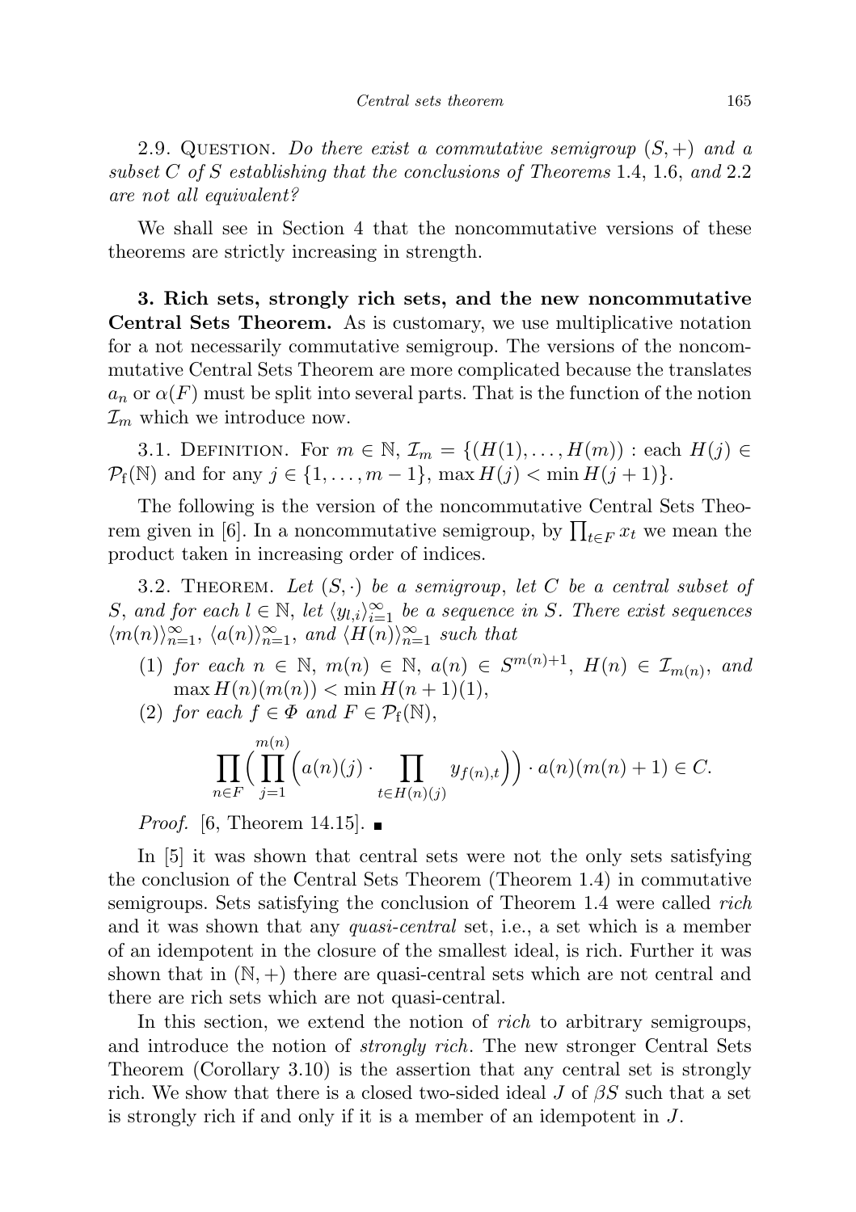2.9. Question. *Do there exist a commutative semigroup $(S,+)$ and a subset $C$ of $S$ establishing that the conclusions of Theorems* 1.4, 1.6, *and* 2.2 *are not all equivalent?*

We shall see in Section 4 that the noncommutative versions of these theorems are strictly increasing in strength.

**3. Rich sets, strongly rich sets, and the new noncommutative Central Sets Theorem.** As is customary, we use multiplicative notation for a not necessarily commutative semigroup. The versions of the noncommutative Central Sets Theorem are more complicated because the translates $a_n$ or $\alpha(F)$ must be split into several parts. That is the function of the notion $\mathcal{I}_m$ which we introduce now.

3.1. Definition. For $m \in \mathbb{N}$, $\mathcal{I}_m = \{(H(1), \ldots, H(m)) : \text{each } H(j) \in \mathcal{P}_f(\mathbb{N}) \text{ and for any } j \in \{1, \ldots, m-1\}, \max H(j) < \min H(j+1)\}$.

The following is the version of the noncommutative Central Sets Theorem given in [6]. In a noncommutative semigroup, by $\prod_{t\in F} x_t$ we mean the product taken in increasing order of indices.

3.2. Theorem. *Let $(S,\cdot)$ be a semigroup, let $C$ be a central subset of $S$, and for each $l \in \mathbb{N}$, let $\langle y_{l,i}\rangle_{i=1}^{\infty}$ be a sequence in $S$. There exist sequences $\langle m(n)\rangle_{n=1}^{\infty}$, $\langle a(n)\rangle_{n=1}^{\infty}$, and $\langle H(n)\rangle_{n=1}^{\infty}$ such that*

1. *for each $n \in \mathbb{N}$, $m(n) \in \mathbb{N}$, $a(n) \in S^{m(n)+1}$, $H(n) \in \mathcal{I}_{m(n)}$, and $\max H(n)(m(n)) < \min H(n+1)(1)$,*
2. *for each $f \in \Phi$ and $F \in \mathcal{P}_f(\mathbb{N})$,*

$$\prod_{n\in F}\Big(\prod_{j=1}^{m(n)}\Big(a(n)(j)\cdot \prod_{t\in H(n)(j)} y_{f(n),t}\Big)\Big)\cdot a(n)(m(n)+1) \in C.$$

*Proof.* [6, Theorem 14.15]. ∎

In [5] it was shown that central sets were not the only sets satisfying the conclusion of the Central Sets Theorem (Theorem 1.4) in commutative semigroups. Sets satisfying the conclusion of Theorem 1.4 were called *rich* and it was shown that any *quasi-central* set, i.e., a set which is a member of an idempotent in the closure of the smallest ideal, is rich. Further it was shown that in $(\mathbb{N},+)$ there are quasi-central sets which are not central and there are rich sets which are not quasi-central.

In this section, we extend the notion of *rich* to arbitrary semigroups, and introduce the notion of *strongly rich*. The new stronger Central Sets Theorem (Corollary 3.10) is the assertion that any central set is strongly rich. We show that there is a closed two-sided ideal $J$ of $\beta S$ such that a set is strongly rich if and only if it is a member of an idempotent in $J$.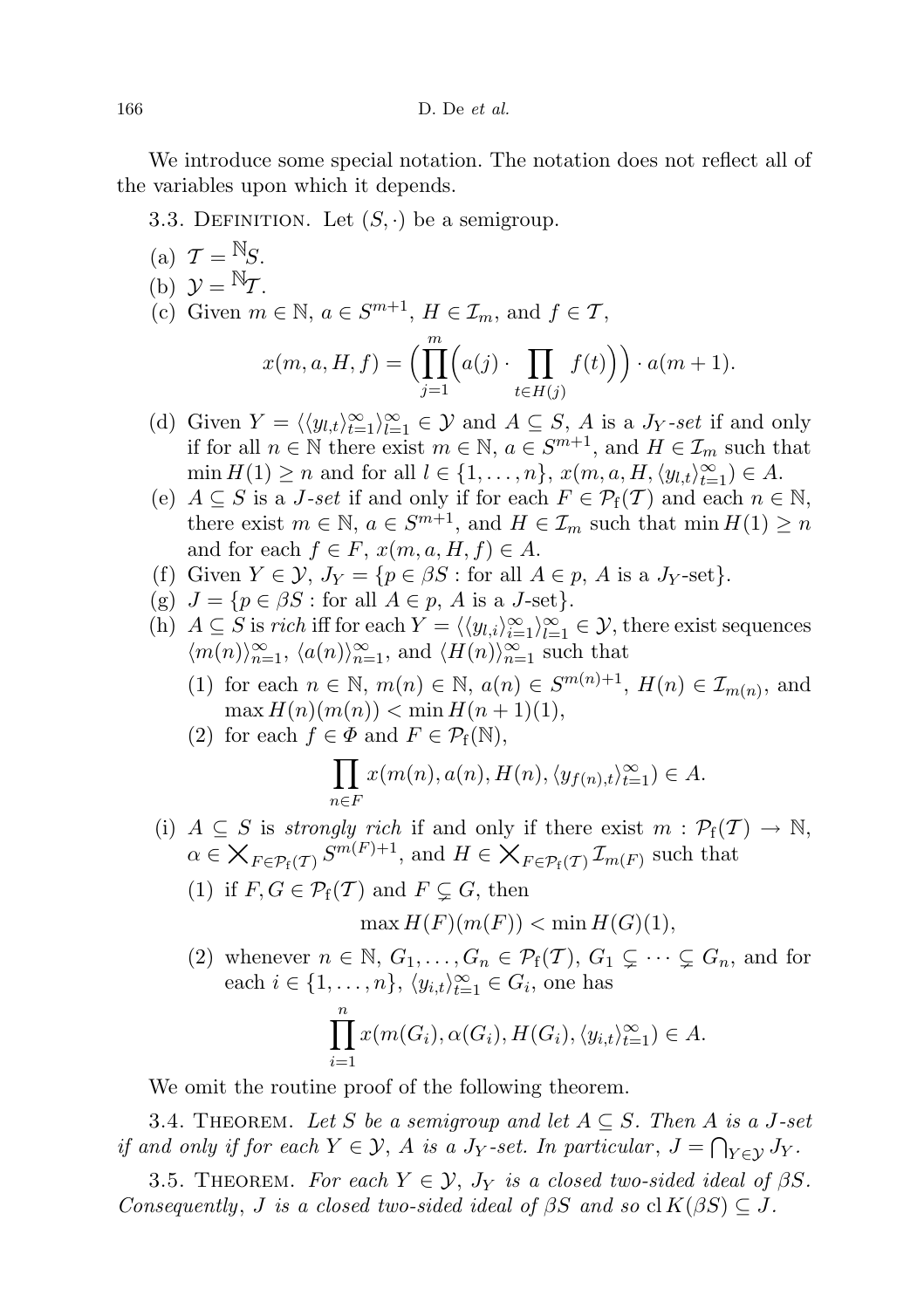We introduce some special notation. The notation does not reflect all of the variables upon which it depends.

3.3. Definition. Let $(S,\cdot)$ be a semigroup.

(a) $\mathcal{T} = {}^{\mathbb{N}}S$.

(b) $\mathcal{Y} = {}^{\mathbb{N}}\mathcal{T}$.

(c) Given $m \in \mathbb{N}$, $a \in S^{m+1}$, $H \in \mathcal{I}_m$, and $f \in \mathcal{T}$,

$$x(m,a,H,f) = \Big(\prod_{j=1}^{m}\Big(a(j)\cdot \prod_{t\in H(j)} f(t)\Big)\Big)\cdot a(m+1).$$

(d) Given $Y = \langle\langle y_{l,t}\rangle_{t=1}^{\infty}\rangle_{l=1}^{\infty} \in \mathcal{Y}$ and $A \subseteq S$, $A$ is a *$J_Y$-set* if and only if for all $n \in \mathbb{N}$ there exist $m \in \mathbb{N}$, $a \in S^{m+1}$, and $H \in \mathcal{I}_m$ such that $\min H(1) \geq n$ and for all $l \in \{1,\ldots,n\}$, $x(m,a,H,\langle y_{l,t}\rangle_{t=1}^{\infty}) \in A$.

(e) $A \subseteq S$ is a *$J$-set* if and only if for each $F \in \mathcal{P}_{\mathrm{f}}(\mathcal{T})$ and each $n \in \mathbb{N}$, there exist $m \in \mathbb{N}$, $a \in S^{m+1}$, and $H \in \mathcal{I}_m$ such that $\min H(1) \geq n$ and for each $f \in F$, $x(m,a,H,f) \in A$.

(f) Given $Y \in \mathcal{Y}$, $J_Y = \{p \in \beta S : \text{for all } A \in p,\ A \text{ is a } J_Y\text{-set}\}$.

(g) $J = \{p \in \beta S : \text{for all } A \in p,\ A \text{ is a } J\text{-set}\}$.

(h) $A \subseteq S$ is *rich* iff for each $Y = \langle\langle y_{l,i}\rangle_{i=1}^{\infty}\rangle_{l=1}^{\infty} \in \mathcal{Y}$, there exist sequences $\langle m(n)\rangle_{n=1}^{\infty}$, $\langle a(n)\rangle_{n=1}^{\infty}$, and $\langle H(n)\rangle_{n=1}^{\infty}$ such that

(1) for each $n \in \mathbb{N}$, $m(n) \in \mathbb{N}$, $a(n) \in S^{m(n)+1}$, $H(n) \in \mathcal{I}_{m(n)}$, and $\max H(n)(m(n)) < \min H(n+1)(1)$,

(2) for each $f \in \Phi$ and $F \in \mathcal{P}_{\mathrm{f}}(\mathbb{N})$,

$$\prod_{n\in F} x(m(n),a(n),H(n),\langle y_{f(n),t}\rangle_{t=1}^{\infty}) \in A.$$

(i) $A \subseteq S$ is *strongly rich* if and only if there exist $m : \mathcal{P}_{\mathrm{f}}(\mathcal{T}) \to \mathbb{N}$, $\alpha \in \bigtimes_{F\in\mathcal{P}_{\mathrm{f}}(\mathcal{T})} S^{m(F)+1}$, and $H \in \bigtimes_{F\in\mathcal{P}_{\mathrm{f}}(\mathcal{T})} \mathcal{I}_{m(F)}$ such that

(1) if $F,G \in \mathcal{P}_{\mathrm{f}}(\mathcal{T})$ and $F \subsetneq G$, then

$$\max H(F)(m(F)) < \min H(G)(1),$$

(2) whenever $n \in \mathbb{N}$, $G_1,\ldots,G_n \in \mathcal{P}_{\mathrm{f}}(\mathcal{T})$, $G_1 \subsetneq \cdots \subsetneq G_n$, and for each $i \in \{1,\ldots,n\}$, $\langle y_{i,t}\rangle_{t=1}^{\infty} \in G_i$, one has

$$\prod_{i=1}^{n} x(m(G_i),\alpha(G_i),H(G_i),\langle y_{i,t}\rangle_{t=1}^{\infty}) \in A.$$

We omit the routine proof of the following theorem.

3.4. Theorem. *Let $S$ be a semigroup and let $A \subseteq S$. Then $A$ is a $J$-set if and only if for each $Y \in \mathcal{Y}$, $A$ is a $J_Y$-set. In particular, $J = \bigcap_{Y\in\mathcal{Y}} J_Y$.*

3.5. Theorem. *For each $Y \in \mathcal{Y}$, $J_Y$ is a closed two-sided ideal of $\beta S$. Consequently, $J$ is a closed two-sided ideal of $\beta S$ and so $\mathrm{cl}\, K(\beta S) \subseteq J$.*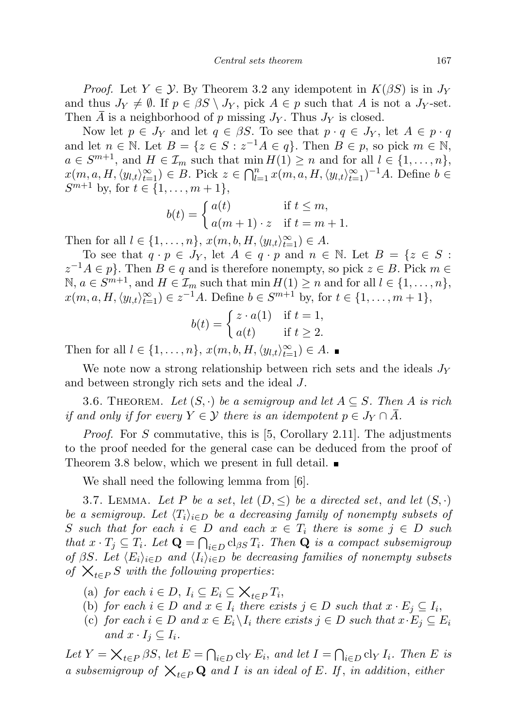*Proof.* Let $Y \in \mathcal{Y}$. By Theorem 3.2 any idempotent in $K(\beta S)$ is in $J_Y$ and thus $J_Y \neq \emptyset$. If $p \in \beta S \setminus J_Y$, pick $A \in p$ such that $A$ is not a $J_Y$-set. Then $\bar{A}$ is a neighborhood of $p$ missing $J_Y$. Thus $J_Y$ is closed.

Now let $p \in J_Y$ and let $q \in \beta S$. To see that $p \cdot q \in J_Y$, let $A \in p \cdot q$ and let $n \in \mathbb{N}$. Let $B = \{z \in S : z^{-1}A \in q\}$. Then $B \in p$, so pick $m \in \mathbb{N}$, $a \in S^{m+1}$, and $H \in \mathcal{I}_m$ such that $\min H(1) \geq n$ and for all $l \in \{1, \ldots, n\}$, $x(m, a, H, \langle y_{l,t} \rangle_{t=1}^{\infty}) \in B$. Pick $z \in \bigcap_{l=1}^{n} x(m, a, H, \langle y_{l,t} \rangle_{t=1}^{\infty})^{-1}A$. Define $b \in S^{m+1}$ by, for $t \in \{1, \ldots, m+1\}$,

$$b(t) = \begin{cases} a(t) & \text{if } t \leq m, \\ a(m+1) \cdot z & \text{if } t = m+1. \end{cases}$$

Then for all $l \in \{1, \ldots, n\}$, $x(m, b, H, \langle y_{l,t} \rangle_{t=1}^{\infty}) \in A$.

To see that $q \cdot p \in J_Y$, let $A \in q \cdot p$ and $n \in \mathbb{N}$. Let $B = \{z \in S : z^{-1}A \in p\}$. Then $B \in q$ and is therefore nonempty, so pick $z \in B$. Pick $m \in \mathbb{N}$, $a \in S^{m+1}$, and $H \in \mathcal{I}_m$ such that $\min H(1) \geq n$ and for all $l \in \{1, \ldots, n\}$, $x(m, a, H, \langle y_{l,t} \rangle_{t=1}^{\infty}) \in z^{-1}A$. Define $b \in S^{m+1}$ by, for $t \in \{1, \ldots, m+1\}$,

$$b(t) = \begin{cases} z \cdot a(1) & \text{if } t = 1, \\ a(t) & \text{if } t \geq 2. \end{cases}$$

Then for all $l \in \{1, \ldots, n\}$, $x(m, b, H, \langle y_{l,t} \rangle_{t=1}^{\infty}) \in A$. ∎

We note now a strong relationship between rich sets and the ideals $J_Y$ and between strongly rich sets and the ideal $J$.

3.6. Theorem. *Let $(S, \cdot)$ be a semigroup and let $A \subseteq S$. Then $A$ is rich if and only if for every $Y \in \mathcal{Y}$ there is an idempotent $p \in J_Y \cap \bar{A}$.*

*Proof.* For $S$ commutative, this is [5, Corollary 2.11]. The adjustments to the proof needed for the general case can be deduced from the proof of Theorem 3.8 below, which we present in full detail. ∎

We shall need the following lemma from [6].

3.7. Lemma. *Let $P$ be a set, let $(D, \leq)$ be a directed set, and let $(S, \cdot)$ be a semigroup. Let $\langle T_i \rangle_{i \in D}$ be a decreasing family of nonempty subsets of $S$ such that for each $i \in D$ and each $x \in T_i$ there is some $j \in D$ such that $x \cdot T_j \subseteq T_i$. Let $\mathbf{Q} = \bigcap_{i \in D} \mathrm{cl}_{\beta S} T_i$. Then $\mathbf{Q}$ is a compact subsemigroup of $\beta S$. Let $\langle E_i \rangle_{i \in D}$ and $\langle I_i \rangle_{i \in D}$ be decreasing families of nonempty subsets of $\bigtimes_{t \in P} S$ with the following properties*:

(a) *for each $i \in D$, $I_i \subseteq E_i \subseteq \bigtimes_{t \in P} T_i$,*
(b) *for each $i \in D$ and $x \in I_i$ there exists $j \in D$ such that $x \cdot E_j \subseteq I_i$,*
(c) *for each $i \in D$ and $x \in E_i \setminus I_i$ there exists $j \in D$ such that $x \cdot E_j \subseteq E_i$ and $x \cdot I_j \subseteq I_i$.*

*Let $Y = \bigtimes_{t \in P} \beta S$, let $E = \bigcap_{i \in D} \mathrm{cl}_Y E_i$, and let $I = \bigcap_{i \in D} \mathrm{cl}_Y I_i$. Then $E$ is a subsemigroup of $\bigtimes_{t \in P} \mathbf{Q}$ and $I$ is an ideal of $E$. If, in addition, either*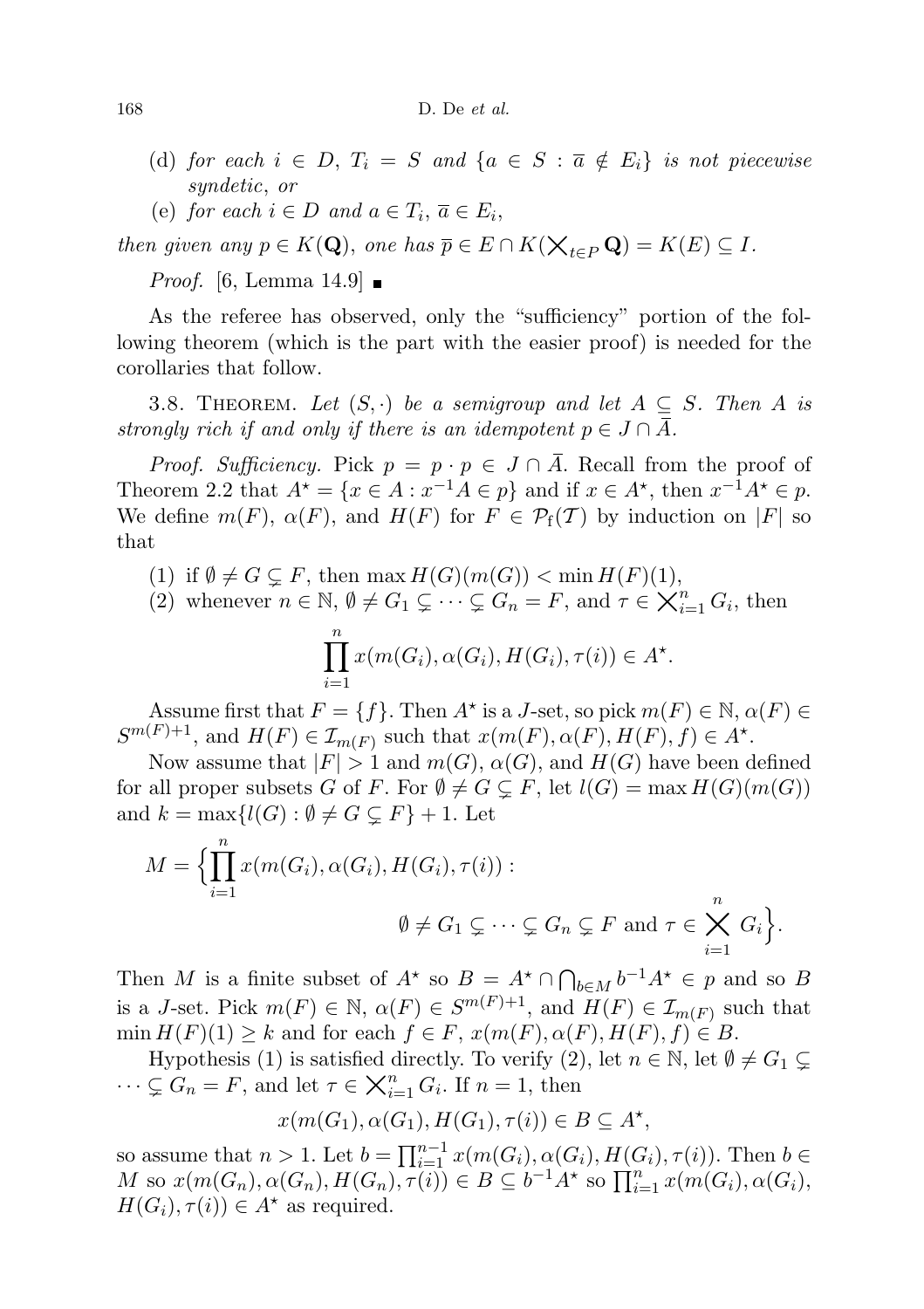(d) *for each* $i \in D$, $T_i = S$ *and* $\{a \in S : \overline{a} \notin E_i\}$ *is not piecewise syndetic*, *or*

(e) *for each* $i \in D$ *and* $a \in T_i$, $\overline{a} \in E_i$,

*then given any* $p \in K(\mathbf{Q})$, *one has* $\overline{p} \in E \cap K(\bigtimes_{t\in P} \mathbf{Q}) = K(E) \subseteq I$.

*Proof.* [6, Lemma 14.9] ∎

As the referee has observed, only the "sufficiency" portion of the following theorem (which is the part with the easier proof) is needed for the corollaries that follow.

3.8. Theorem. *Let* $(S,\cdot)$ *be a semigroup and let* $A \subseteq S$. *Then* $A$ *is strongly rich if and only if there is an idempotent* $p \in J \cap \overline{A}$.

*Proof. Sufficiency.* Pick $p = p \cdot p \in J \cap \bar{A}$. Recall from the proof of Theorem 2.2 that $A^\star = \{x \in A : x^{-1}A \in p\}$ and if $x \in A^\star$, then $x^{-1}A^\star \in p$. We define $m(F)$, $\alpha(F)$, and $H(F)$ for $F \in \mathcal{P}_{\mathrm{f}}(\mathcal{T})$ by induction on $|F|$ so that

(1) if $\emptyset \neq G \subsetneq F$, then $\max H(G)(m(G)) < \min H(F)(1)$,

(2) whenever $n \in \mathbb{N}$, $\emptyset \neq G_1 \subsetneq \cdots \subsetneq G_n = F$, and $\tau \in \bigtimes_{i=1}^n G_i$, then

$$\prod_{i=1}^{n} x(m(G_i), \alpha(G_i), H(G_i), \tau(i)) \in A^\star.$$

Assume first that $F = \{f\}$. Then $A^\star$ is a $J$-set, so pick $m(F) \in \mathbb{N}$, $\alpha(F) \in S^{m(F)+1}$, and $H(F) \in \mathcal{I}_{m(F)}$ such that $x(m(F), \alpha(F), H(F), f) \in A^\star$.

Now assume that $|F| > 1$ and $m(G)$, $\alpha(G)$, and $H(G)$ have been defined for all proper subsets $G$ of $F$. For $\emptyset \neq G \subsetneq F$, let $l(G) = \max H(G)(m(G))$ and $k = \max\{l(G) : \emptyset \neq G \subsetneq F\} + 1$. Let

$$M = \Big\{\prod_{i=1}^{n} x(m(G_i), \alpha(G_i), H(G_i), \tau(i)) : \emptyset \neq G_1 \subsetneq \cdots \subsetneq G_n \subsetneq F \text{ and } \tau \in \bigtimes_{i=1}^{n} G_i\Big\}.$$

Then $M$ is a finite subset of $A^\star$ so $B = A^\star \cap \bigcap_{b\in M} b^{-1}A^\star \in p$ and so $B$ is a $J$-set. Pick $m(F) \in \mathbb{N}$, $\alpha(F) \in S^{m(F)+1}$, and $H(F) \in \mathcal{I}_{m(F)}$ such that $\min H(F)(1) \geq k$ and for each $f \in F$, $x(m(F), \alpha(F), H(F), f) \in B$.

Hypothesis (1) is satisfied directly. To verify (2), let $n \in \mathbb{N}$, let $\emptyset \neq G_1 \subsetneq \cdots \subsetneq G_n = F$, and let $\tau \in \bigtimes_{i=1}^n G_i$. If $n = 1$, then

$$x(m(G_1), \alpha(G_1), H(G_1), \tau(1)) \in B \subseteq A^\star,$$

so assume that $n > 1$. Let $b = \prod_{i=1}^{n-1} x(m(G_i), \alpha(G_i), H(G_i), \tau(i))$. Then $b \in M$ so $x(m(G_n), \alpha(G_n), H(G_n), \tau(i)) \in B \subseteq b^{-1}A^\star$ so $\prod_{i=1}^{n} x(m(G_i), \alpha(G_i), H(G_i), \tau(i)) \in A^\star$ as required.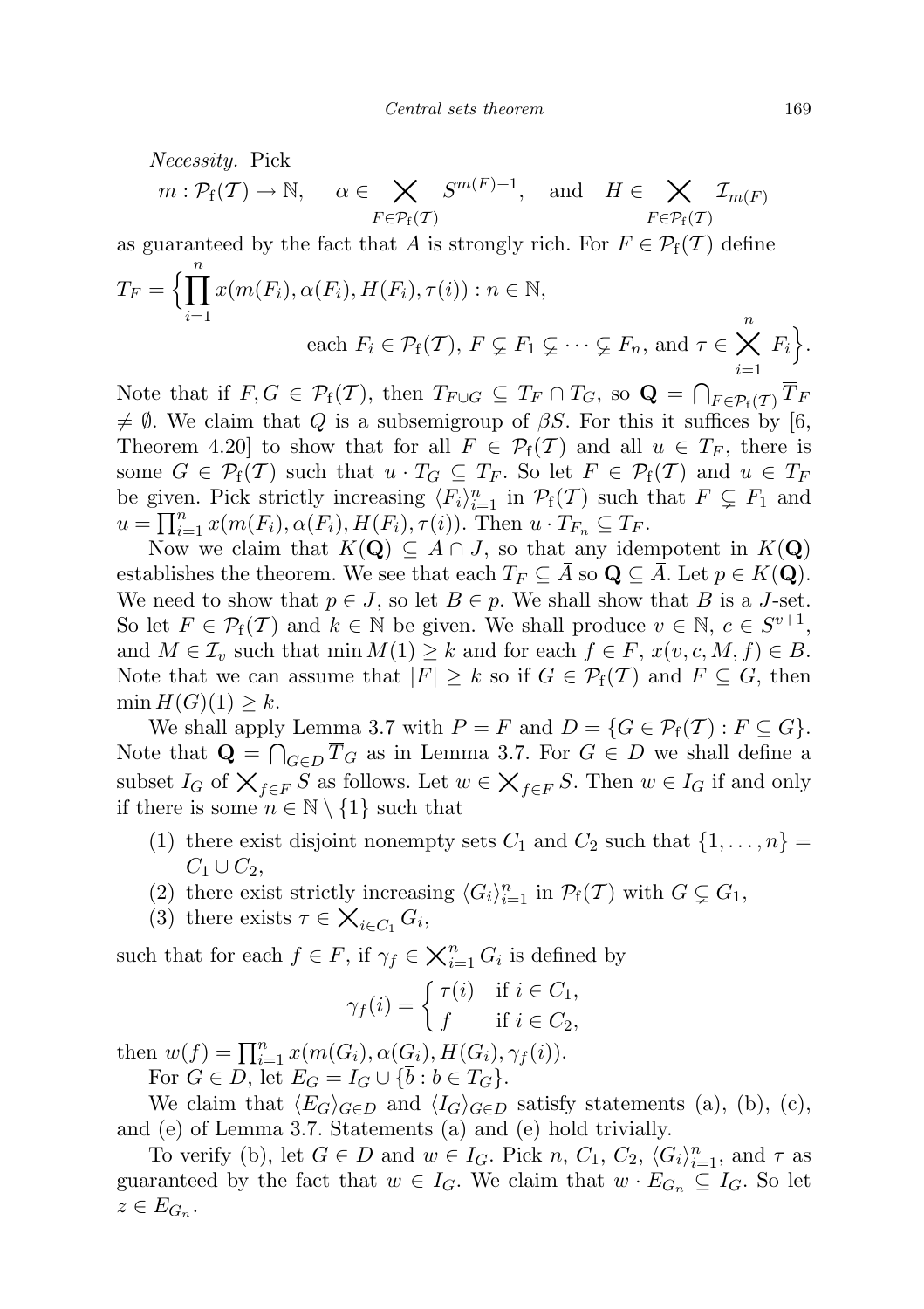*Necessity.* Pick

$$m : \mathcal{P}_f(\mathcal{T}) \to \mathbb{N}, \quad \alpha \in \bigtimes_{F \in \mathcal{P}_f(\mathcal{T})} S^{m(F)+1}, \quad \text{and} \quad H \in \bigtimes_{F \in \mathcal{P}_f(\mathcal{T})} \mathcal{I}_{m(F)}$$

as guaranteed by the fact that $A$ is strongly rich. For $F \in \mathcal{P}_f(\mathcal{T})$ define

$$T_F = \Big\{ \prod_{i=1}^{n} x(m(F_i), \alpha(F_i), H(F_i), \tau(i)) : n \in \mathbb{N}, \\ \text{each } F_i \in \mathcal{P}_f(\mathcal{T}),\ F \subsetneq F_1 \subsetneq \cdots \subsetneq F_n, \text{ and } \tau \in \bigtimes_{i=1}^{n} F_i \Big\}.$$

Note that if $F, G \in \mathcal{P}_f(\mathcal{T})$, then $T_{F \cup G} \subseteq T_F \cap T_G$, so $\mathbf{Q} = \bigcap_{F \in \mathcal{P}_f(\mathcal{T})} \overline{T}_F \neq \emptyset$. We claim that $Q$ is a subsemigroup of $\beta S$. For this it suffices by [6, Theorem 4.20] to show that for all $F \in \mathcal{P}_f(\mathcal{T})$ and all $u \in T_F$, there is some $G \in \mathcal{P}_f(\mathcal{T})$ such that $u \cdot T_G \subseteq T_F$. So let $F \in \mathcal{P}_f(\mathcal{T})$ and $u \in T_F$ be given. Pick strictly increasing $\langle F_i \rangle_{i=1}^n$ in $\mathcal{P}_f(\mathcal{T})$ such that $F \subsetneq F_1$ and $u = \prod_{i=1}^n x(m(F_i), \alpha(F_i), H(F_i), \tau(i))$. Then $u \cdot T_{F_n} \subseteq T_F$.

Now we claim that $K(\mathbf{Q}) \subseteq \overline{A} \cap J$, so that any idempotent in $K(\mathbf{Q})$ establishes the theorem. We see that each $T_F \subseteq \overline{A}$ so $\mathbf{Q} \subseteq \overline{A}$. Let $p \in K(\mathbf{Q})$. We need to show that $p \in J$, so let $B \in p$. We shall show that $B$ is a $J$-set. So let $F \in \mathcal{P}_f(\mathcal{T})$ and $k \in \mathbb{N}$ be given. We shall produce $v \in \mathbb{N}$, $c \in S^{v+1}$, and $M \in \mathcal{I}_v$ such that $\min M(1) \geq k$ and for each $f \in F$, $x(v, c, M, f) \in B$. Note that we can assume that $|F| \geq k$ so if $G \in \mathcal{P}_f(\mathcal{T})$ and $F \subseteq G$, then $\min H(G)(1) \geq k$.

We shall apply Lemma 3.7 with $P = F$ and $D = \{G \in \mathcal{P}_f(\mathcal{T}) : F \subseteq G\}$. Note that $\mathbf{Q} = \bigcap_{G \in D} \overline{T}_G$ as in Lemma 3.7. For $G \in D$ we shall define a subset $I_G$ of $\bigtimes_{f \in F} S$ as follows. Let $w \in \bigtimes_{f \in F} S$. Then $w \in I_G$ if and only if there is some $n \in \mathbb{N} \setminus \{1\}$ such that

1. there exist disjoint nonempty sets $C_1$ and $C_2$ such that $\{1, \ldots, n\} = C_1 \cup C_2$,
2. there exist strictly increasing $\langle G_i \rangle_{i=1}^n$ in $\mathcal{P}_f(\mathcal{T})$ with $G \subsetneq G_1$,
3. there exists $\tau \in \bigtimes_{i \in C_1} G_i$,

such that for each $f \in F$, if $\gamma_f \in \bigtimes_{i=1}^n G_i$ is defined by

$$\gamma_f(i) = \begin{cases} \tau(i) & \text{if } i \in C_1, \\ f & \text{if } i \in C_2, \end{cases}$$

then $w(f) = \prod_{i=1}^n x(m(G_i), \alpha(G_i), H(G_i), \gamma_f(i))$.

For $G \in D$, let $E_G = I_G \cup \{\overline{b} : b \in T_G\}$.

We claim that $\langle E_G \rangle_{G \in D}$ and $\langle I_G \rangle_{G \in D}$ satisfy statements (a), (b), (c), and (e) of Lemma 3.7. Statements (a) and (e) hold trivially.

To verify (b), let $G \in D$ and $w \in I_G$. Pick $n$, $C_1$, $C_2$, $\langle G_i \rangle_{i=1}^n$, and $\tau$ as guaranteed by the fact that $w \in I_G$. We claim that $w \cdot E_{G_n} \subseteq I_G$. So let $z \in E_{G_n}$.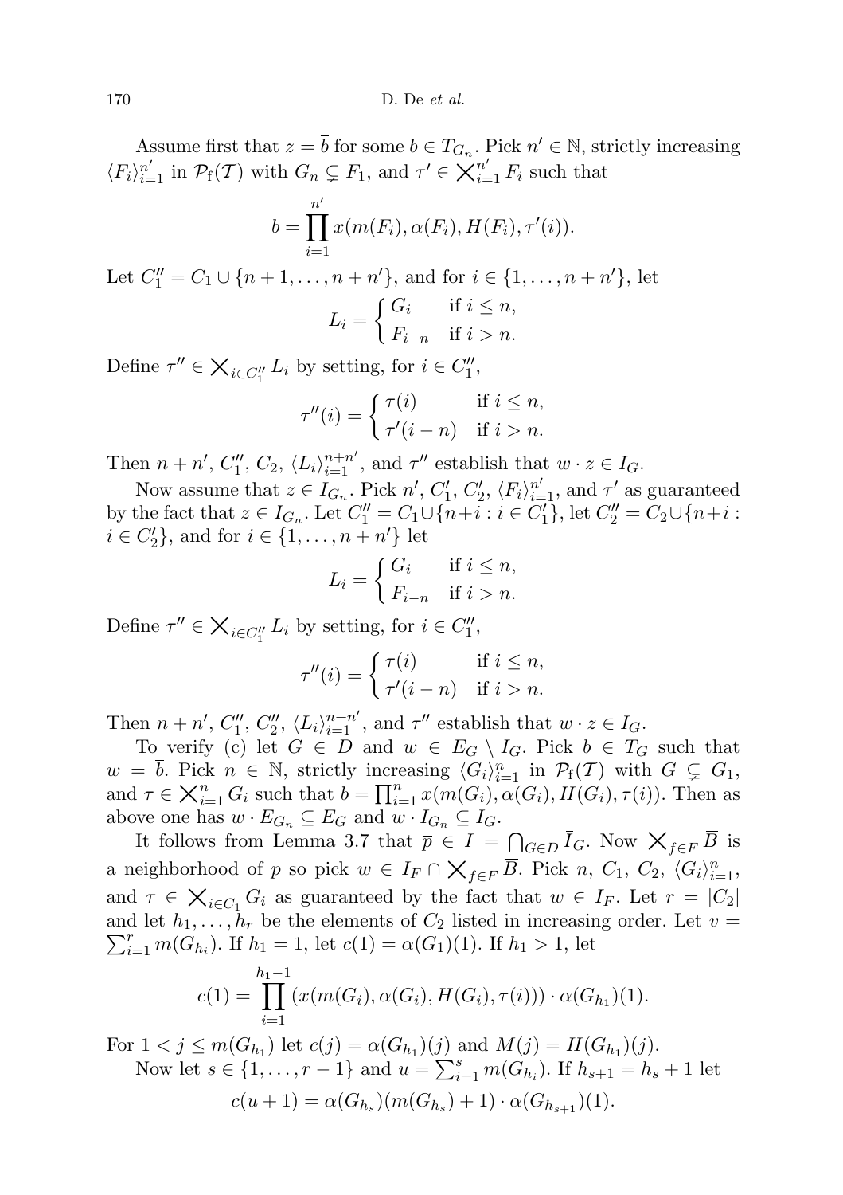Assume first that $z = \overline{b}$ for some $b \in T_{G_n}$. Pick $n' \in \mathbb{N}$, strictly increasing $\langle F_i \rangle_{i=1}^{n'}$ in $\mathcal{P}_{\mathrm{f}}(\mathcal{T})$ with $G_n \subsetneq F_1$, and $\tau' \in \bigtimes_{i=1}^{n'} F_i$ such that

$$b = \prod_{i=1}^{n'} x(m(F_i), \alpha(F_i), H(F_i), \tau'(i)).$$

Let $C_1'' = C_1 \cup \{n+1, \ldots, n+n'\}$, and for $i \in \{1, \ldots, n+n'\}$, let

$$L_i = \begin{cases} G_i & \text{if } i \leq n, \\ F_{i-n} & \text{if } i > n. \end{cases}$$

Define $\tau'' \in \bigtimes_{i \in C_1''} L_i$ by setting, for $i \in C_1''$,

$$\tau''(i) = \begin{cases} \tau(i) & \text{if } i \leq n, \\ \tau'(i-n) & \text{if } i > n. \end{cases}$$

Then $n+n'$, $C_1''$, $C_2$, $\langle L_i \rangle_{i=1}^{n+n'}$, and $\tau''$ establish that $w \cdot z \in I_G$.

Now assume that $z \in I_{G_n}$. Pick $n'$, $C_1'$, $C_2'$, $\langle F_i \rangle_{i=1}^{n'}$, and $\tau'$ as guaranteed by the fact that $z \in I_{G_n}$. Let $C_1'' = C_1 \cup \{n+i : i \in C_1'\}$, let $C_2'' = C_2 \cup \{n+i : i \in C_2'\}$, and for $i \in \{1, \ldots, n+n'\}$ let

$$L_i = \begin{cases} G_i & \text{if } i \leq n, \\ F_{i-n} & \text{if } i > n. \end{cases}$$

Define $\tau'' \in \bigtimes_{i \in C_1''} L_i$ by setting, for $i \in C_1''$,

$$\tau''(i) = \begin{cases} \tau(i) & \text{if } i \leq n, \\ \tau'(i-n) & \text{if } i > n. \end{cases}$$

Then $n+n'$, $C_1''$, $C_2''$, $\langle L_i \rangle_{i=1}^{n+n'}$, and $\tau''$ establish that $w \cdot z \in I_G$.

To verify (c) let $G \in D$ and $w \in E_G \setminus I_G$. Pick $b \in T_G$ such that $w = \overline{b}$. Pick $n \in \mathbb{N}$, strictly increasing $\langle G_i \rangle_{i=1}^{n}$ in $\mathcal{P}_{\mathrm{f}}(\mathcal{T})$ with $G \subsetneq G_1$, and $\tau \in \bigtimes_{i=1}^{n} G_i$ such that $b = \prod_{i=1}^{n} x(m(G_i), \alpha(G_i), H(G_i), \tau(i))$. Then as above one has $w \cdot E_{G_n} \subseteq E_G$ and $w \cdot I_{G_n} \subseteq I_G$.

It follows from Lemma 3.7 that $\overline{p} \in I = \bigcap_{G \in D} \overline{I}_G$. Now $\bigtimes_{f \in F} \overline{B}$ is a neighborhood of $\overline{p}$ so pick $w \in I_F \cap \bigtimes_{f \in F} \overline{B}$. Pick $n$, $C_1$, $C_2$, $\langle G_i \rangle_{i=1}^{n}$, and $\tau \in \bigtimes_{i \in C_1} G_i$ as guaranteed by the fact that $w \in I_F$. Let $r = |C_2|$ and let $h_1, \ldots, h_r$ be the elements of $C_2$ listed in increasing order. Let $v = \sum_{i=1}^{r} m(G_{h_i})$. If $h_1 = 1$, let $c(1) = \alpha(G_1)(1)$. If $h_1 > 1$, let

$$c(1) = \prod_{i=1}^{h_1 - 1} \left( x(m(G_i), \alpha(G_i), H(G_i), \tau(i)) \right) \cdot \alpha(G_{h_1})(1).$$

For $1 < j \leq m(G_{h_1})$ let $c(j) = \alpha(G_{h_1})(j)$ and $M(j) = H(G_{h_1})(j)$.

Now let $s \in \{1, \ldots, r-1\}$ and $u = \sum_{i=1}^{s} m(G_{h_i})$. If $h_{s+1} = h_s + 1$ let

$$c(u+1) = \alpha(G_{h_s})(m(G_{h_s}) + 1) \cdot \alpha(G_{h_{s+1}})(1).$$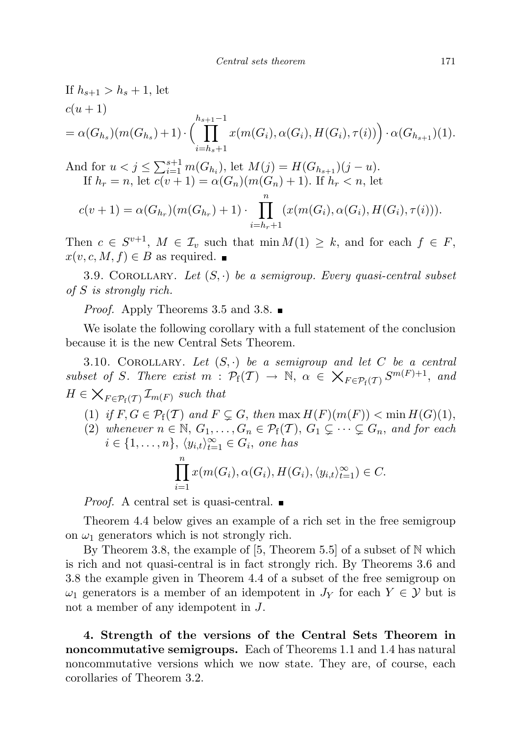If $h_{s+1} > h_s + 1$, let

$$c(u+1) = \alpha(G_{h_s})(m(G_{h_s})+1) \cdot \Big( \prod_{i=h_s+1}^{h_{s+1}-1} x(m(G_i), \alpha(G_i), H(G_i), \tau(i)) \Big) \cdot \alpha(G_{h_{s+1}})(1).$$

And for $u < j \le \sum_{i=1}^{s+1} m(G_{h_i})$, let $M(j) = H(G_{h_{s+1}})(j-u)$.

If $h_r = n$, let $c(v+1) = \alpha(G_n)(m(G_n)+1)$. If $h_r < n$, let

$$c(v+1) = \alpha(G_{h_r})(m(G_{h_r})+1) \cdot \prod_{i=h_r+1}^{n} (x(m(G_i), \alpha(G_i), H(G_i), \tau(i))).$$

Then $c \in S^{v+1}$, $M \in \mathcal{I}_v$ such that $\min M(1) \ge k$, and for each $f \in F$, $x(v, c, M, f) \in B$ as required. ∎

3.9. Corollary. *Let $(S, \cdot)$ be a semigroup. Every quasi-central subset of $S$ is strongly rich.*

*Proof.* Apply Theorems 3.5 and 3.8. ∎

We isolate the following corollary with a full statement of the conclusion because it is the new Central Sets Theorem.

3.10. Corollary. *Let $(S, \cdot)$ be a semigroup and let $C$ be a central subset of $S$. There exist $m : \mathcal{P}_f(\mathcal{T}) \to \mathbb{N}$, $\alpha \in \bigtimes_{F \in \mathcal{P}_f(\mathcal{T})} S^{m(F)+1}$, and $H \in \bigtimes_{F \in \mathcal{P}_f(\mathcal{T})} \mathcal{I}_{m(F)}$ such that*

1. *if $F, G \in \mathcal{P}_f(\mathcal{T})$ and $F \subsetneq G$, then $\max H(F)(m(F)) < \min H(G)(1)$,*
2. *whenever $n \in \mathbb{N}$, $G_1, \dots, G_n \in \mathcal{P}_f(\mathcal{T})$, $G_1 \subsetneq \dots \subsetneq G_n$, and for each $i \in \{1, \dots, n\}$, $\langle y_{i,t} \rangle_{t=1}^{\infty} \in G_i$, one has*

$$\prod_{i=1}^{n} x(m(G_i), \alpha(G_i), H(G_i), \langle y_{i,t} \rangle_{t=1}^{\infty}) \in C.$$

*Proof.* A central set is quasi-central. ∎

Theorem 4.4 below gives an example of a rich set in the free semigroup on $\omega_1$ generators which is not strongly rich.

By Theorem 3.8, the example of [5, Theorem 5.5] of a subset of $\mathbb{N}$ which is rich and not quasi-central is in fact strongly rich. By Theorems 3.6 and 3.8 the example given in Theorem 4.4 of a subset of the free semigroup on $\omega_1$ generators is a member of an idempotent in $J_Y$ for each $Y \in \mathcal{Y}$ but is not a member of any idempotent in $J$.

**4. Strength of the versions of the Central Sets Theorem in noncommutative semigroups.** Each of Theorems 1.1 and 1.4 has natural noncommutative versions which we now state. They are, of course, each corollaries of Theorem 3.2.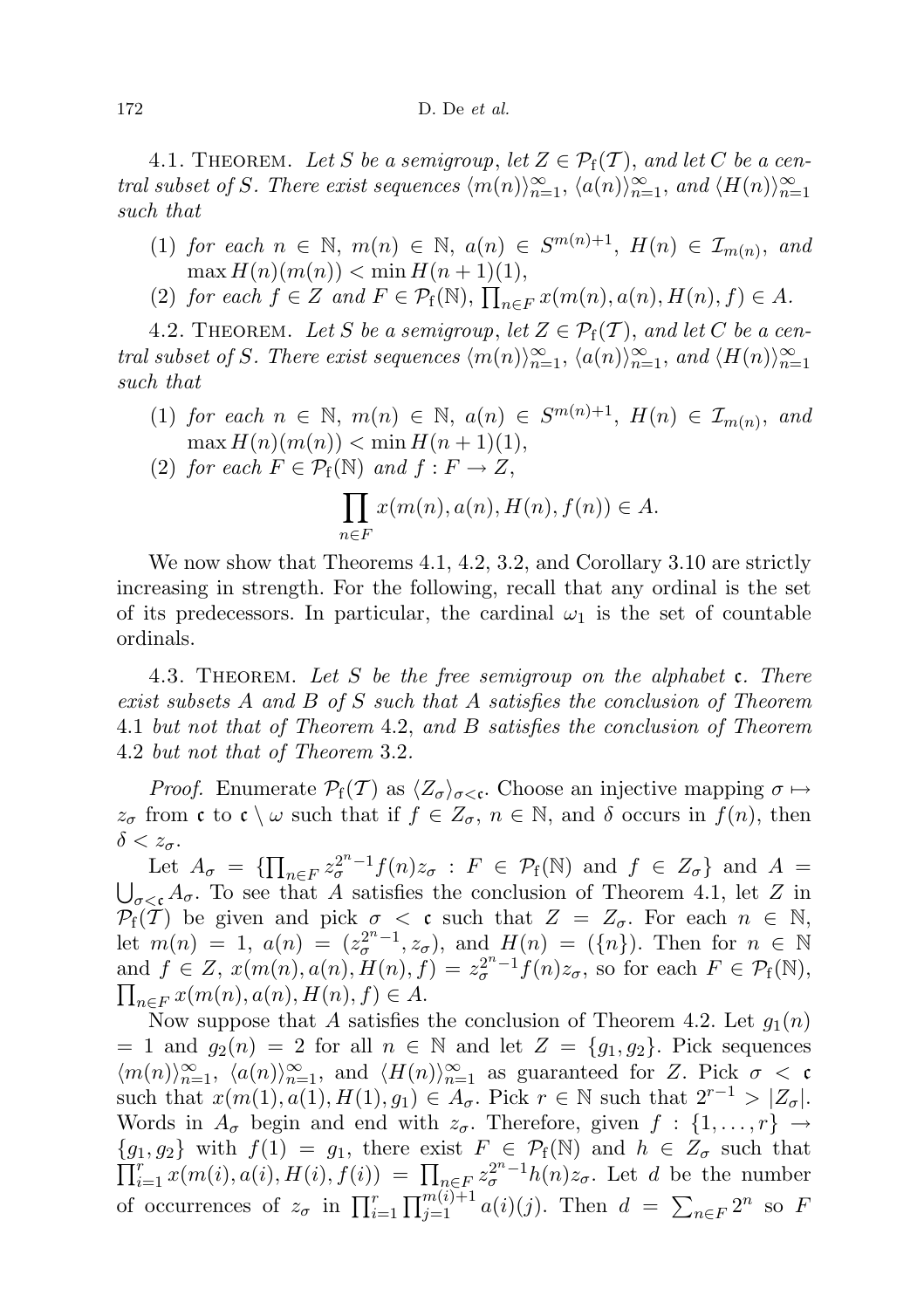4.1. Theorem. *Let $S$ be a semigroup, let $Z \in \mathcal{P}_{\mathrm{f}}(\mathcal{T})$, and let $C$ be a central subset of $S$. There exist sequences $\langle m(n)\rangle_{n=1}^\infty$, $\langle a(n)\rangle_{n=1}^\infty$, and $\langle H(n)\rangle_{n=1}^\infty$ such that*

(1) *for each $n \in \mathbb{N}$, $m(n) \in \mathbb{N}$, $a(n) \in S^{m(n)+1}$, $H(n) \in \mathcal{I}_{m(n)}$, and $\max H(n)(m(n)) < \min H(n+1)(1)$,*
(2) *for each $f \in Z$ and $F \in \mathcal{P}_{\mathrm{f}}(\mathbb{N})$, $\prod_{n\in F} x(m(n), a(n), H(n), f) \in A$.*

4.2. Theorem. *Let $S$ be a semigroup, let $Z \in \mathcal{P}_{\mathrm{f}}(\mathcal{T})$, and let $C$ be a central subset of $S$. There exist sequences $\langle m(n)\rangle_{n=1}^\infty$, $\langle a(n)\rangle_{n=1}^\infty$, and $\langle H(n)\rangle_{n=1}^\infty$ such that*

(1) *for each $n \in \mathbb{N}$, $m(n) \in \mathbb{N}$, $a(n) \in S^{m(n)+1}$, $H(n) \in \mathcal{I}_{m(n)}$, and $\max H(n)(m(n)) < \min H(n+1)(1)$,*
(2) *for each $F \in \mathcal{P}_{\mathrm{f}}(\mathbb{N})$ and $f : F \to Z$,*
$$\prod_{n\in F} x(m(n), a(n), H(n), f(n)) \in A.$$

We now show that Theorems 4.1, 4.2, 3.2, and Corollary 3.10 are strictly increasing in strength. For the following, recall that any ordinal is the set of its predecessors. In particular, the cardinal $\omega_1$ is the set of countable ordinals.

4.3. Theorem. *Let $S$ be the free semigroup on the alphabet $\mathfrak{c}$. There exist subsets $A$ and $B$ of $S$ such that $A$ satisfies the conclusion of Theorem 4.1 but not that of Theorem 4.2, and $B$ satisfies the conclusion of Theorem 4.2 but not that of Theorem 3.2.*

*Proof.* Enumerate $\mathcal{P}_{\mathrm{f}}(\mathcal{T})$ as $\langle Z_\sigma\rangle_{\sigma<\mathfrak{c}}$. Choose an injective mapping $\sigma \mapsto z_\sigma$ from $\mathfrak{c}$ to $\mathfrak{c}\setminus\omega$ such that if $f \in Z_\sigma$, $n \in \mathbb{N}$, and $\delta$ occurs in $f(n)$, then $\delta < z_\sigma$.

Let $A_\sigma = \{\prod_{n\in F} z_\sigma^{2^n-1} f(n) z_\sigma : F \in \mathcal{P}_{\mathrm{f}}(\mathbb{N}) \text{ and } f \in Z_\sigma\}$ and $A = \bigcup_{\sigma<\mathfrak{c}} A_\sigma$. To see that $A$ satisfies the conclusion of Theorem 4.1, let $Z$ in $\mathcal{P}_{\mathrm{f}}(\mathcal{T})$ be given and pick $\sigma < \mathfrak{c}$ such that $Z = Z_\sigma$. For each $n \in \mathbb{N}$, let $m(n) = 1$, $a(n) = (z_\sigma^{2^n-1}, z_\sigma)$, and $H(n) = (\{n\})$. Then for $n \in \mathbb{N}$ and $f \in Z$, $x(m(n), a(n), H(n), f) = z_\sigma^{2^n-1} f(n) z_\sigma$, so for each $F \in \mathcal{P}_{\mathrm{f}}(\mathbb{N})$, $\prod_{n\in F} x(m(n), a(n), H(n), f) \in A$.

Now suppose that $A$ satisfies the conclusion of Theorem 4.2. Let $g_1(n) = 1$ and $g_2(n) = 2$ for all $n \in \mathbb{N}$ and let $Z = \{g_1, g_2\}$. Pick sequences $\langle m(n)\rangle_{n=1}^\infty$, $\langle a(n)\rangle_{n=1}^\infty$, and $\langle H(n)\rangle_{n=1}^\infty$ as guaranteed for $Z$. Pick $\sigma < \mathfrak{c}$ such that $x(m(1), a(1), H(1), g_1) \in A_\sigma$. Pick $r \in \mathbb{N}$ such that $2^{r-1} > |Z_\sigma|$. Words in $A_\sigma$ begin and end with $z_\sigma$. Therefore, given $f : \{1, \ldots, r\} \to \{g_1, g_2\}$ with $f(1) = g_1$, there exist $F \in \mathcal{P}_{\mathrm{f}}(\mathbb{N})$ and $h \in Z_\sigma$ such that $\prod_{i=1}^r x(m(i), a(i), H(i), f(i)) = \prod_{n\in F} z_\sigma^{2^n-1} h(n) z_\sigma$. Let $d$ be the number of occurrences of $z_\sigma$ in $\prod_{i=1}^r \prod_{j=1}^{m(i)+1} a(i)(j)$. Then $d = \sum_{n\in F} 2^n$ so $F$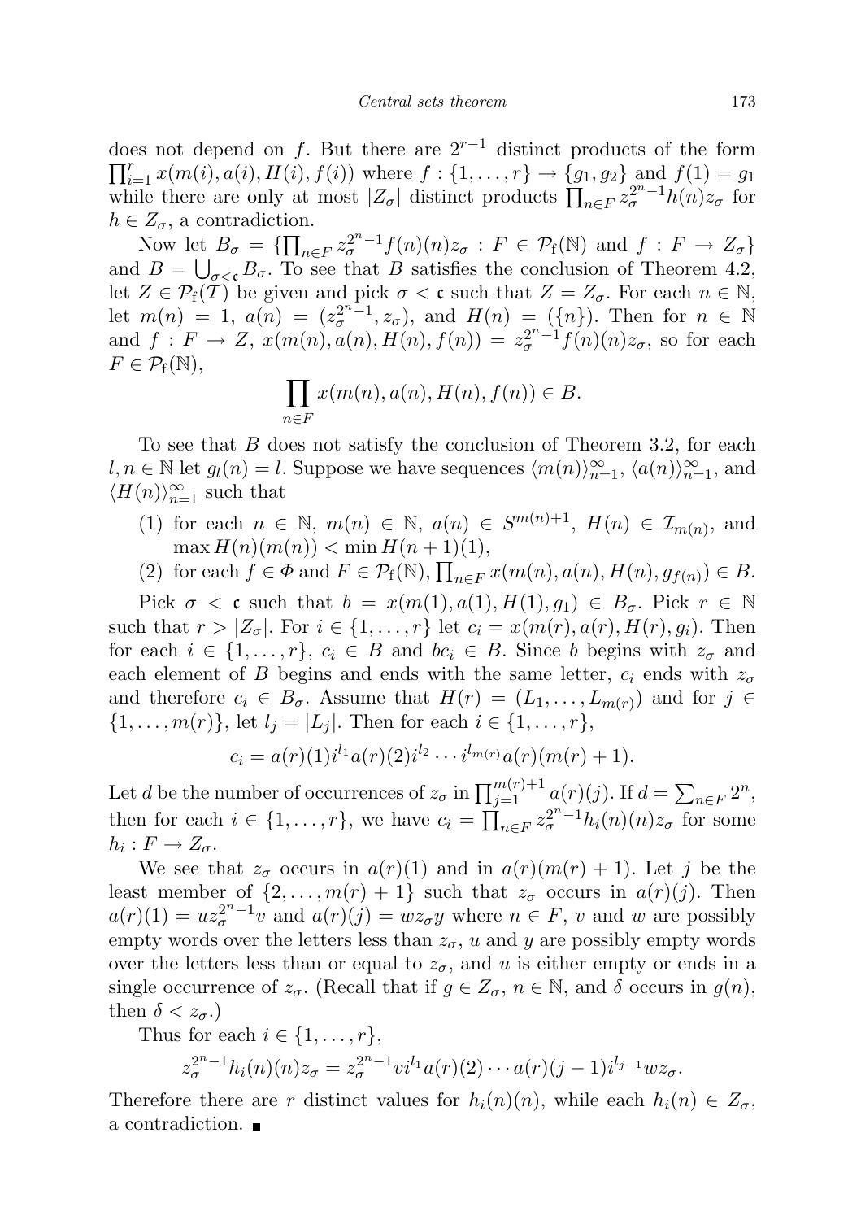does not depend on $f$. But there are $2^{r-1}$ distinct products of the form $\prod_{i=1}^{r} x(m(i),a(i),H(i),f(i))$ where $f:\{1,\ldots,r\}\to\{g_1,g_2\}$ and $f(1)=g_1$ while there are only at most $|Z_\sigma|$ distinct products $\prod_{n\in F} z_\sigma^{2^n-1}h(n)z_\sigma$ for $h\in Z_\sigma$, a contradiction.

Now let $B_\sigma=\{\prod_{n\in F} z_\sigma^{2^n-1}f(n)(n)z_\sigma : F\in\mathcal{P}_{\mathrm{f}}(\mathbb{N})$ and $f:F\to Z_\sigma\}$ and $B=\bigcup_{\sigma<\mathfrak{c}} B_\sigma$. To see that $B$ satisfies the conclusion of Theorem 4.2, let $Z\in\mathcal{P}_{\mathrm{f}}(\mathcal{T})$ be given and pick $\sigma<\mathfrak{c}$ such that $Z=Z_\sigma$. For each $n\in\mathbb{N}$, let $m(n)=1$, $a(n)=(z_\sigma^{2^n-1},z_\sigma)$, and $H(n)=(\{n\})$. Then for $n\in\mathbb{N}$ and $f:F\to Z$, $x(m(n),a(n),H(n),f(n))=z_\sigma^{2^n-1}f(n)(n)z_\sigma$, so for each $F\in\mathcal{P}_{\mathrm{f}}(\mathbb{N})$,

$$\prod_{n\in F} x(m(n),a(n),H(n),f(n))\in B.$$

To see that $B$ does not satisfy the conclusion of Theorem 3.2, for each $l,n\in\mathbb{N}$ let $g_l(n)=l$. Suppose we have sequences $\langle m(n)\rangle_{n=1}^\infty$, $\langle a(n)\rangle_{n=1}^\infty$, and $\langle H(n)\rangle_{n=1}^\infty$ such that

(1) for each $n\in\mathbb{N}$, $m(n)\in\mathbb{N}$, $a(n)\in S^{m(n)+1}$, $H(n)\in\mathcal{I}_{m(n)}$, and $\max H(n)(m(n))<\min H(n+1)(1)$,

(2) for each $f\in\Phi$ and $F\in\mathcal{P}_{\mathrm{f}}(\mathbb{N})$, $\prod_{n\in F} x(m(n),a(n),H(n),g_{f(n)})\in B$.

Pick $\sigma<\mathfrak{c}$ such that $b=x(m(1),a(1),H(1),g_1)\in B_\sigma$. Pick $r\in\mathbb{N}$ such that $r>|Z_\sigma|$. For $i\in\{1,\ldots,r\}$ let $c_i=x(m(r),a(r),H(r),g_i)$. Then for each $i\in\{1,\ldots,r\}$, $c_i\in B$ and $bc_i\in B$. Since $b$ begins with $z_\sigma$ and each element of $B$ begins and ends with the same letter, $c_i$ ends with $z_\sigma$ and therefore $c_i\in B_\sigma$. Assume that $H(r)=(L_1,\ldots,L_{m(r)})$ and for $j\in\{1,\ldots,m(r)\}$, let $l_j=|L_j|$. Then for each $i\in\{1,\ldots,r\}$,

$$c_i=a(r)(1)i^{l_1}a(r)(2)i^{l_2}\cdots i^{l_{m(r)}}a(r)(m(r)+1).$$

Let $d$ be the number of occurrences of $z_\sigma$ in $\prod_{j=1}^{m(r)+1} a(r)(j)$. If $d=\sum_{n\in F}2^n$, then for each $i\in\{1,\ldots,r\}$, we have $c_i=\prod_{n\in F} z_\sigma^{2^n-1}h_i(n)(n)z_\sigma$ for some $h_i:F\to Z_\sigma$.

We see that $z_\sigma$ occurs in $a(r)(1)$ and in $a(r)(m(r)+1)$. Let $j$ be the least member of $\{2,\ldots,m(r)+1\}$ such that $z_\sigma$ occurs in $a(r)(j)$. Then $a(r)(1)=uz_\sigma^{2^n-1}v$ and $a(r)(j)=wz_\sigma y$ where $n\in F$, $v$ and $w$ are possibly empty words over the letters less than $z_\sigma$, $u$ and $y$ are possibly empty words over the letters less than or equal to $z_\sigma$, and $u$ is either empty or ends in a single occurrence of $z_\sigma$. (Recall that if $g\in Z_\sigma$, $n\in\mathbb{N}$, and $\delta$ occurs in $g(n)$, then $\delta<z_\sigma$.)

Thus for each $i\in\{1,\ldots,r\}$,

$$z_\sigma^{2^n-1}h_i(n)(n)z_\sigma=z_\sigma^{2^n-1}vi^{l_1}a(r)(2)\cdots a(r)(j-1)i^{l_{j-1}}wz_\sigma.$$

Therefore there are $r$ distinct values for $h_i(n)(n)$, while each $h_i(n)\in Z_\sigma$, a contradiction. ∎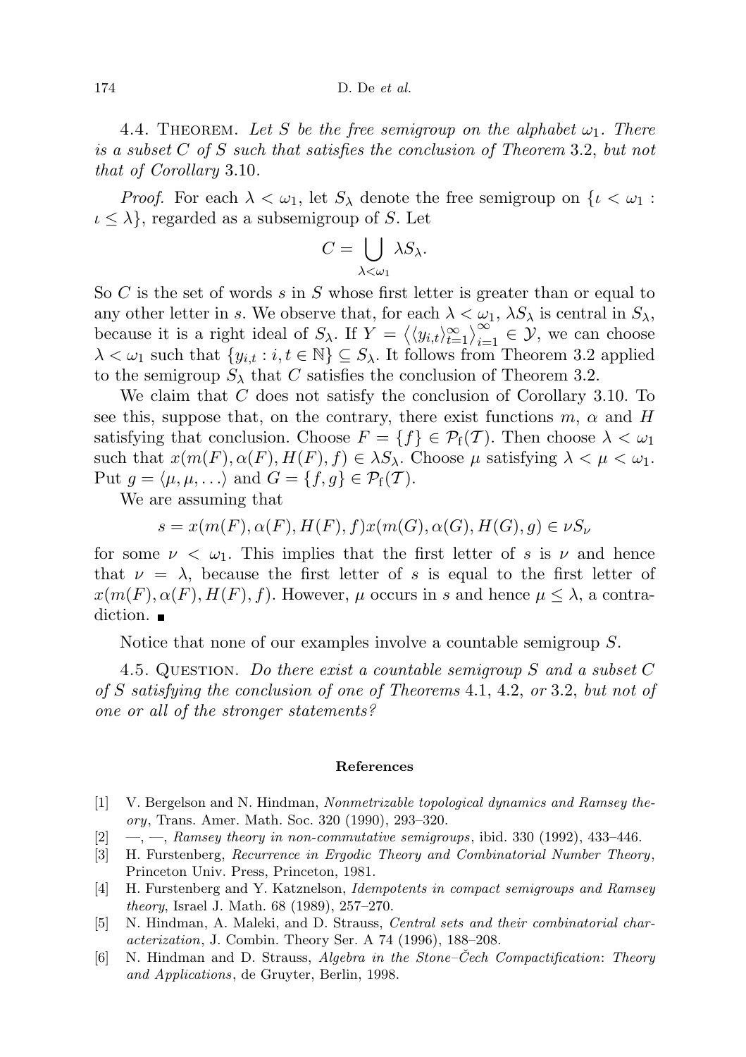4.4. Theorem. *Let $S$ be the free semigroup on the alphabet $\omega_1$. There is a subset $C$ of $S$ such that satisfies the conclusion of Theorem* 3.2, *but not that of Corollary* 3.10.

*Proof.* For each $\lambda < \omega_1$, let $S_\lambda$ denote the free semigroup on $\{\iota < \omega_1 : \iota \leq \lambda\}$, regarded as a subsemigroup of $S$. Let

$$C = \bigcup_{\lambda<\omega_1} \lambda S_\lambda.$$

So $C$ is the set of words $s$ in $S$ whose first letter is greater than or equal to any other letter in $s$. We observe that, for each $\lambda < \omega_1$, $\lambda S_\lambda$ is central in $S_\lambda$, because it is a right ideal of $S_\lambda$. If $Y = \left\langle \langle y_{i,t} \rangle_{t=1}^{\infty} \right\rangle_{i=1}^{\infty} \in \mathcal{Y}$, we can choose $\lambda < \omega_1$ such that $\{y_{i,t} : i, t \in \mathbb{N}\} \subseteq S_\lambda$. It follows from Theorem 3.2 applied to the semigroup $S_\lambda$ that $C$ satisfies the conclusion of Theorem 3.2.

We claim that $C$ does not satisfy the conclusion of Corollary 3.10. To see this, suppose that, on the contrary, there exist functions $m$, $\alpha$ and $H$ satisfying that conclusion. Choose $F = \{f\} \in \mathcal{P}_\mathrm{f}(\mathcal{T})$. Then choose $\lambda < \omega_1$ such that $x(m(F), \alpha(F), H(F), f) \in \lambda S_\lambda$. Choose $\mu$ satisfying $\lambda < \mu < \omega_1$. Put $g = \langle \mu, \mu, \ldots \rangle$ and $G = \{f, g\} \in \mathcal{P}_\mathrm{f}(\mathcal{T})$.

We are assuming that

$$s = x(m(F), \alpha(F), H(F), f)x(m(G), \alpha(G), H(G), g) \in \nu S_\nu$$

for some $\nu < \omega_1$. This implies that the first letter of $s$ is $\nu$ and hence that $\nu = \lambda$, because the first letter of $s$ is equal to the first letter of $x(m(F), \alpha(F), H(F), f)$. However, $\mu$ occurs in $s$ and hence $\mu \leq \lambda$, a contradiction. ■

Notice that none of our examples involve a countable semigroup $S$.

4.5. Question. *Do there exist a countable semigroup $S$ and a subset $C$ of $S$ satisfying the conclusion of one of Theorems* 4.1, 4.2, *or* 3.2, *but not of one or all of the stronger statements?*

## References

[1] V. Bergelson and N. Hindman, *Nonmetrizable topological dynamics and Ramsey theory*, Trans. Amer. Math. Soc. 320 (1990), 293–320.

[2] —, —, *Ramsey theory in non-commutative semigroups*, ibid. 330 (1992), 433–446.

[3] H. Furstenberg, *Recurrence in Ergodic Theory and Combinatorial Number Theory*, Princeton Univ. Press, Princeton, 1981.

[4] H. Furstenberg and Y. Katznelson, *Idempotents in compact semigroups and Ramsey theory*, Israel J. Math. 68 (1989), 257–270.

[5] N. Hindman, A. Maleki, and D. Strauss, *Central sets and their combinatorial characterization*, J. Combin. Theory Ser. A 74 (1996), 188–208.

[6] N. Hindman and D. Strauss, *Algebra in the Stone–Čech Compactification: Theory and Applications*, de Gruyter, Berlin, 1998.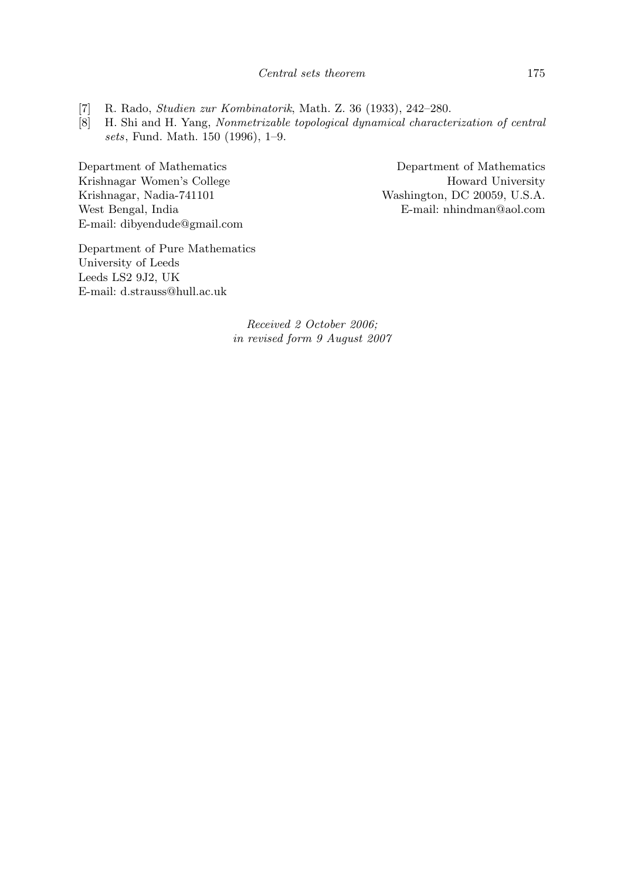[7] R. Rado, *Studien zur Kombinatorik*, Math. Z. 36 (1933), 242–280.

[8] H. Shi and H. Yang, *Nonmetrizable topological dynamical characterization of central sets*, Fund. Math. 150 (1996), 1–9.

Department of Mathematics
Krishnagar Women's College
Krishnagar, Nadia-741101
West Bengal, India
E-mail: dibyendude@gmail.com

Department of Mathematics
Howard University
Washington, DC 20059, U.S.A.
E-mail: nhindman@aol.com

Department of Pure Mathematics
University of Leeds
Leeds LS2 9J2, UK
E-mail: d.strauss@hull.ac.uk

*Received 2 October 2006;*
*in revised form 9 August 2007*